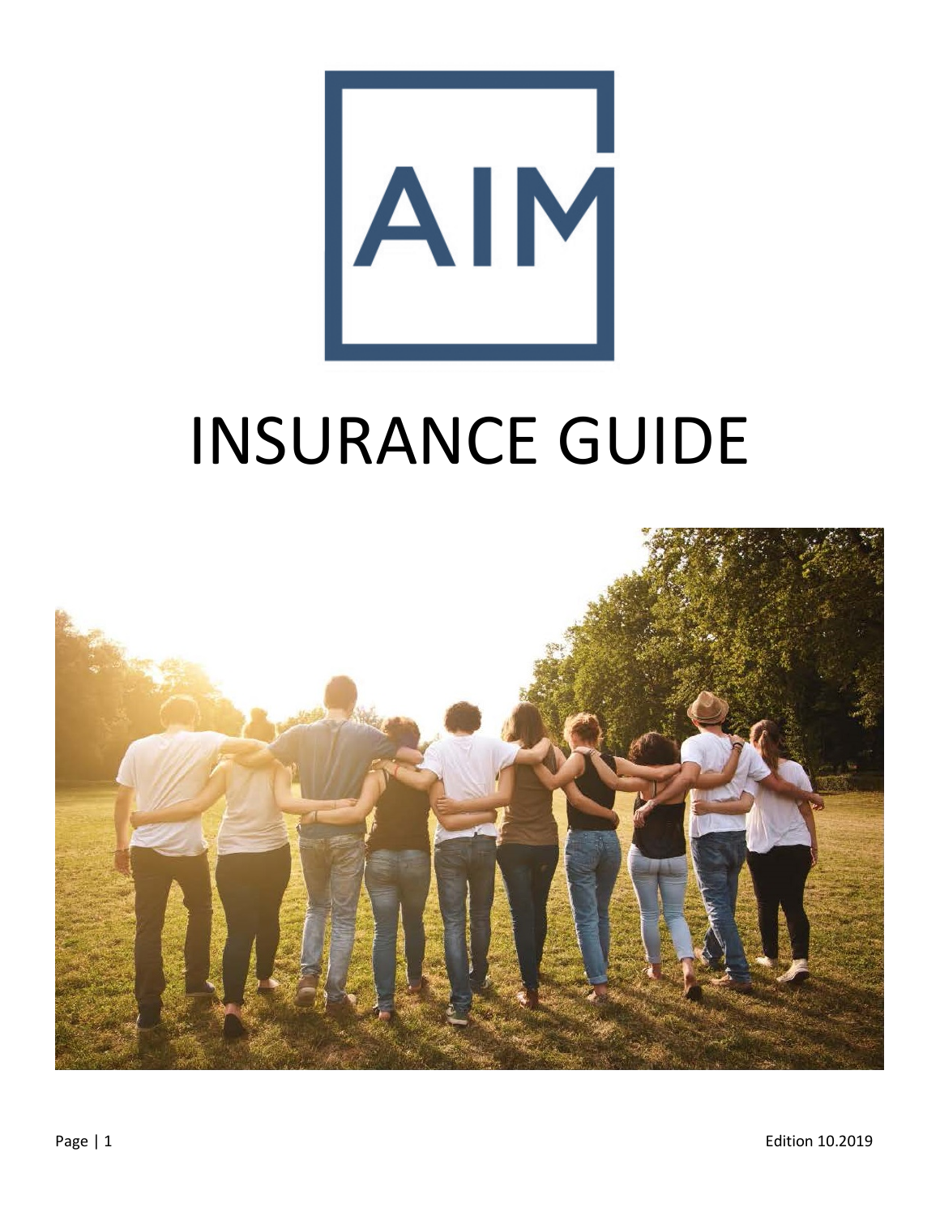AIM

# INSURANCE GUIDE

Edition 10.2019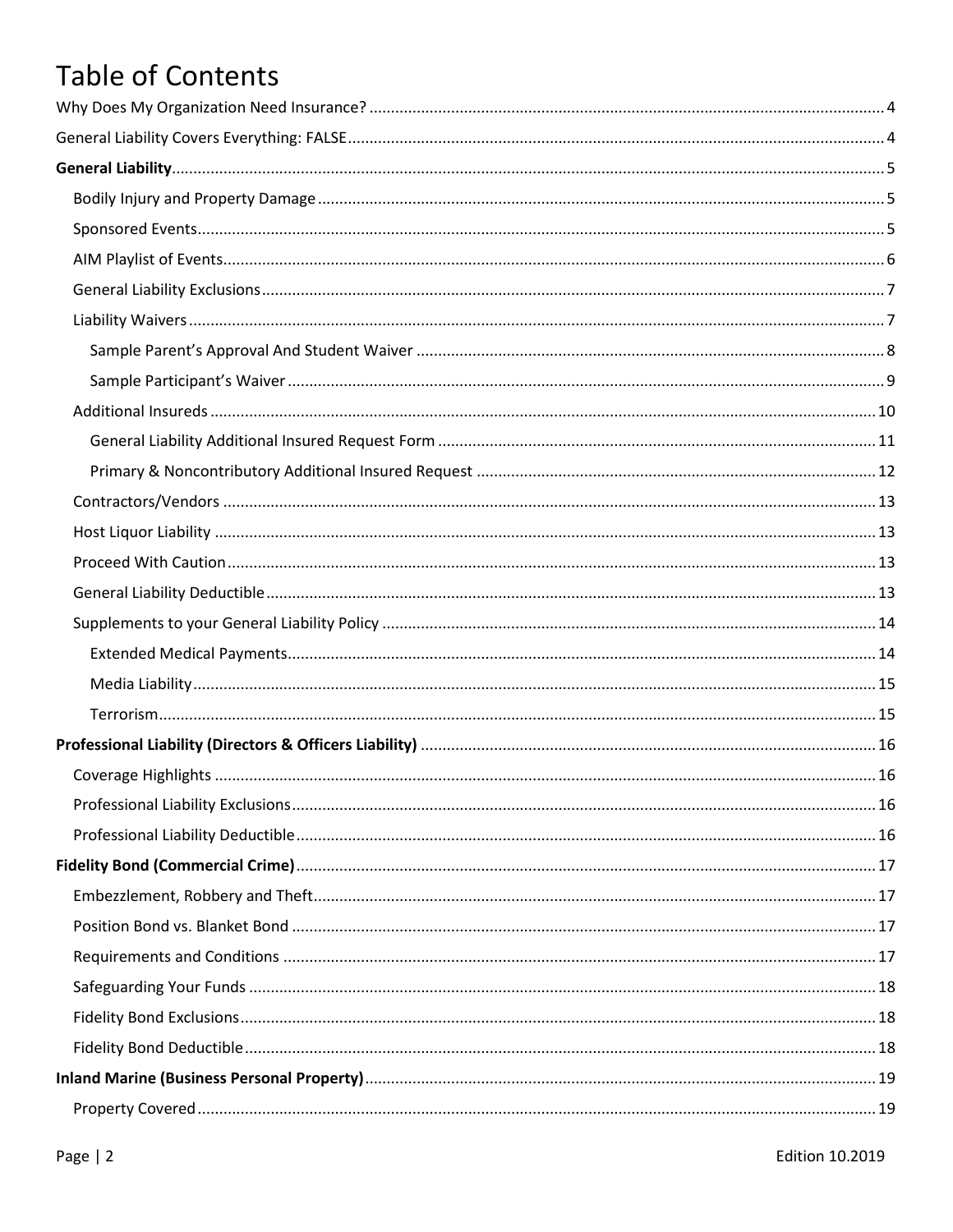# Table of Contents

Why Does My Organization Need Insurance? ..... 4

General Liability Covers Everything: FALSE ..... 4

**General Liability** ..... 5

- Bodily Injury and Property Damage ..... 5
- Sponsored Events ..... 5
- AIM Playlist of Events ..... 6
- General Liability Exclusions ..... 7
- Liability Waivers ..... 7
  - Sample Parent's Approval And Student Waiver ..... 8
  - Sample Participant's Waiver ..... 9
- Additional Insureds ..... 10
  - General Liability Additional Insured Request Form ..... 11
  - Primary & Noncontributory Additional Insured Request ..... 12
- Contractors/Vendors ..... 13
- Host Liquor Liability ..... 13
- Proceed With Caution ..... 13
- General Liability Deductible ..... 13
- Supplements to your General Liability Policy ..... 14
  - Extended Medical Payments ..... 14
  - Media Liability ..... 15
  - Terrorism ..... 15

**Professional Liability (Directors & Officers Liability)** ..... 16

- Coverage Highlights ..... 16
- Professional Liability Exclusions ..... 16
- Professional Liability Deductible ..... 16

**Fidelity Bond (Commercial Crime)** ..... 17

- Embezzlement, Robbery and Theft ..... 17
- Position Bond vs. Blanket Bond ..... 17
- Requirements and Conditions ..... 17
- Safeguarding Your Funds ..... 18
- Fidelity Bond Exclusions ..... 18
- Fidelity Bond Deductible ..... 18

**Inland Marine (Business Personal Property)** ..... 19

- Property Covered ..... 19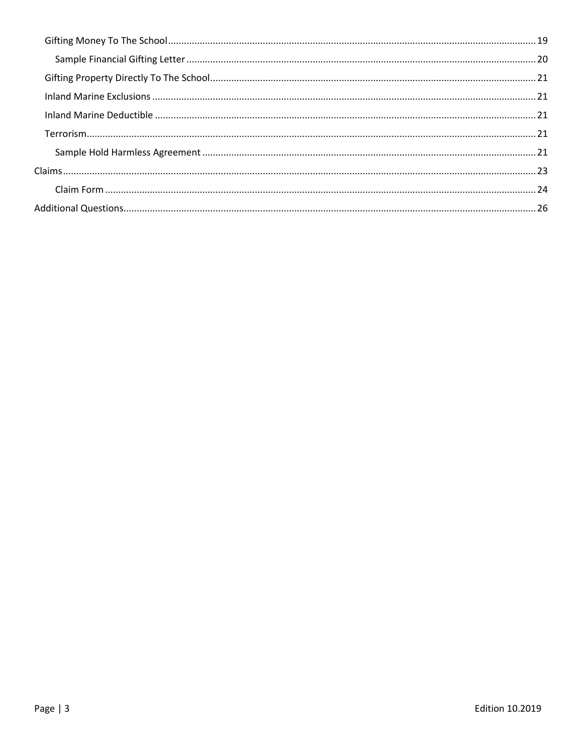- Gifting Money To The School ........ 19
  - Sample Financial Gifting Letter ........ 20
- Gifting Property Directly To The School ........ 21
- Inland Marine Exclusions ........ 21
- Inland Marine Deductible ........ 21
- Terrorism ........ 21
  - Sample Hold Harmless Agreement ........ 21

Claims ........ 23

- Claim Form ........ 24

Additional Questions ........ 26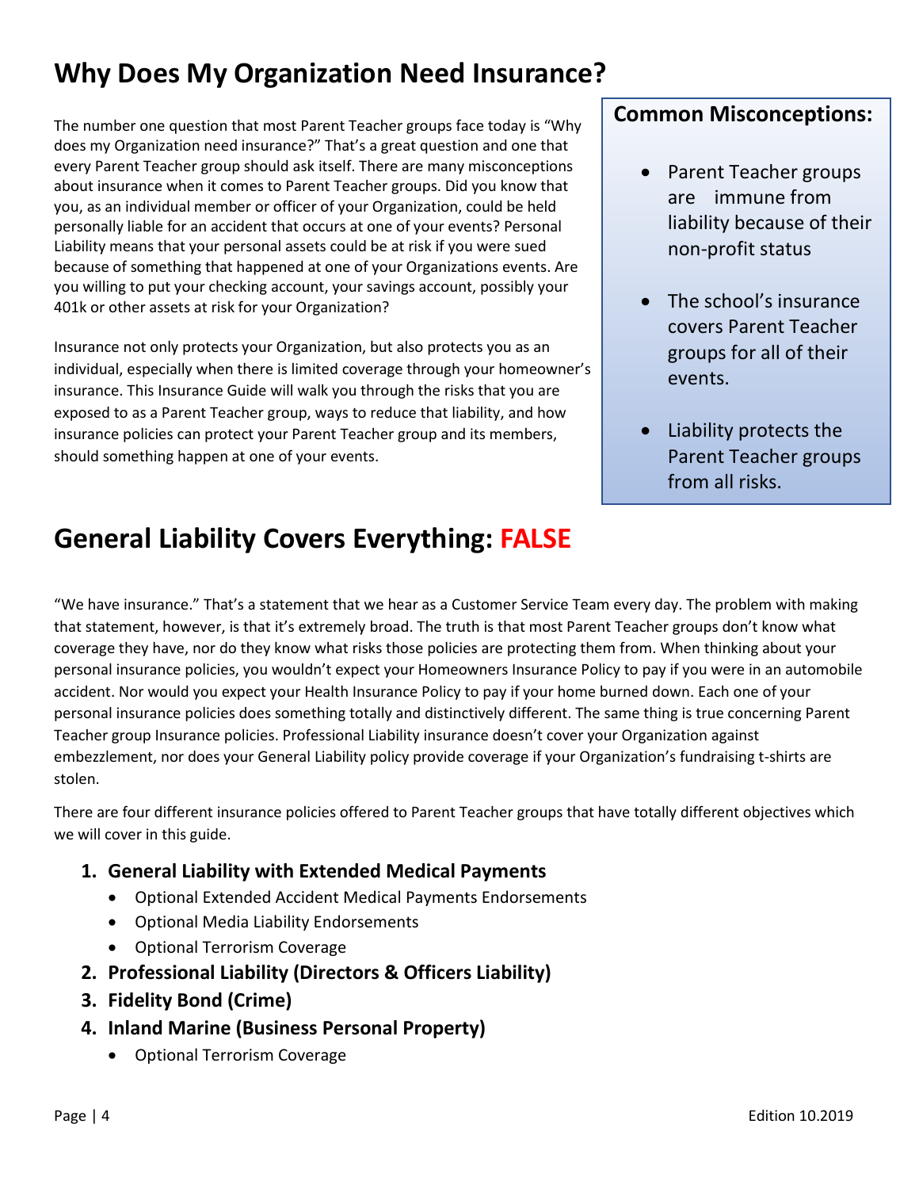# Why Does My Organization Need Insurance?

The number one question that most Parent Teacher groups face today is "Why does my Organization need insurance?" That's a great question and one that every Parent Teacher group should ask itself. There are many misconceptions about insurance when it comes to Parent Teacher groups. Did you know that you, as an individual member or officer of your Organization, could be held personally liable for an accident that occurs at one of your events? Personal Liability means that your personal assets could be at risk if you were sued because of something that happened at one of your Organizations events. Are you willing to put your checking account, your savings account, possibly your 401k or other assets at risk for your Organization?

Insurance not only protects your Organization, but also protects you as an individual, especially when there is limited coverage through your homeowner's insurance. This Insurance Guide will walk you through the risks that you are exposed to as a Parent Teacher group, ways to reduce that liability, and how insurance policies can protect your Parent Teacher group and its members, should something happen at one of your events.

**Common Misconceptions:**

- Parent Teacher groups are immune from liability because of their non-profit status
- The school's insurance covers Parent Teacher groups for all of their events.
- Liability protects the Parent Teacher groups from all risks.

# General Liability Covers Everything: FALSE

"We have insurance." That's a statement that we hear as a Customer Service Team every day. The problem with making that statement, however, is that it's extremely broad. The truth is that most Parent Teacher groups don't know what coverage they have, nor do they know what risks those policies are protecting them from. When thinking about your personal insurance policies, you wouldn't expect your Homeowners Insurance Policy to pay if you were in an automobile accident. Nor would you expect your Health Insurance Policy to pay if your home burned down. Each one of your personal insurance policies does something totally and distinctively different. The same thing is true concerning Parent Teacher group Insurance policies. Professional Liability insurance doesn't cover your Organization against embezzlement, nor does your General Liability policy provide coverage if your Organization's fundraising t-shirts are stolen.

There are four different insurance policies offered to Parent Teacher groups that have totally different objectives which we will cover in this guide.

1. **General Liability with Extended Medical Payments**
   - Optional Extended Accident Medical Payments Endorsements
   - Optional Media Liability Endorsements
   - Optional Terrorism Coverage
2. **Professional Liability (Directors & Officers Liability)**
3. **Fidelity Bond (Crime)**
4. **Inland Marine (Business Personal Property)**
   - Optional Terrorism Coverage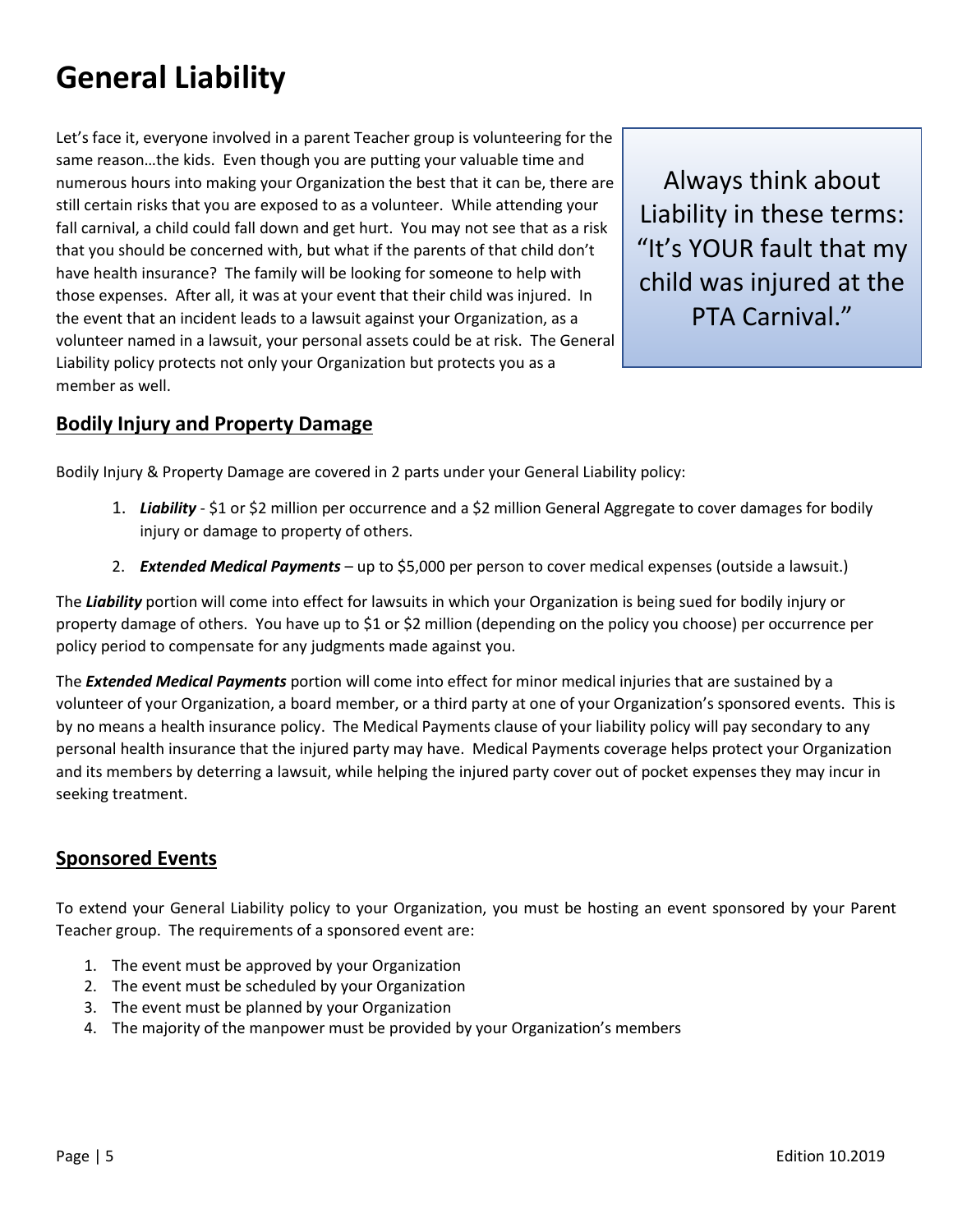# General Liability

Let's face it, everyone involved in a parent Teacher group is volunteering for the same reason…the kids. Even though you are putting your valuable time and numerous hours into making your Organization the best that it can be, there are still certain risks that you are exposed to as a volunteer. While attending your fall carnival, a child could fall down and get hurt. You may not see that as a risk that you should be concerned with, but what if the parents of that child don't have health insurance? The family will be looking for someone to help with those expenses. After all, it was at your event that their child was injured. In the event that an incident leads to a lawsuit against your Organization, as a volunteer named in a lawsuit, your personal assets could be at risk. The General Liability policy protects not only your Organization but protects you as a member as well.

> Always think about Liability in these terms: "It's YOUR fault that my child was injured at the PTA Carnival."

## Bodily Injury and Property Damage

Bodily Injury & Property Damage are covered in 2 parts under your General Liability policy:

1. ***Liability*** - $1 or $2 million per occurrence and a $2 million General Aggregate to cover damages for bodily injury or damage to property of others.
2. ***Extended Medical Payments*** – up to $5,000 per person to cover medical expenses (outside a lawsuit.)

The ***Liability*** portion will come into effect for lawsuits in which your Organization is being sued for bodily injury or property damage of others. You have up to $1 or $2 million (depending on the policy you choose) per occurrence per policy period to compensate for any judgments made against you.

The ***Extended Medical Payments*** portion will come into effect for minor medical injuries that are sustained by a volunteer of your Organization, a board member, or a third party at one of your Organization's sponsored events. This is by no means a health insurance policy. The Medical Payments clause of your liability policy will pay secondary to any personal health insurance that the injured party may have. Medical Payments coverage helps protect your Organization and its members by deterring a lawsuit, while helping the injured party cover out of pocket expenses they may incur in seeking treatment.

## Sponsored Events

To extend your General Liability policy to your Organization, you must be hosting an event sponsored by your Parent Teacher group. The requirements of a sponsored event are:

1. The event must be approved by your Organization
2. The event must be scheduled by your Organization
3. The event must be planned by your Organization
4. The majority of the manpower must be provided by your Organization's members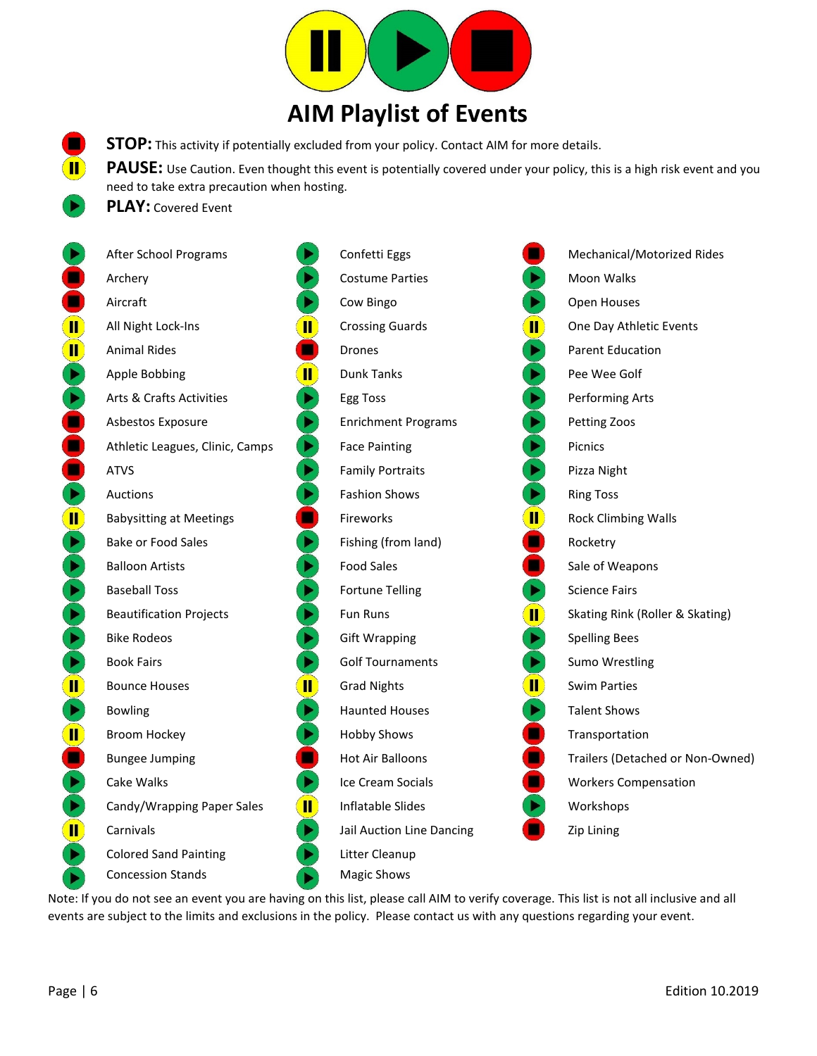# AIM Playlist of Events

**STOP:** This activity if potentially excluded from your policy. Contact AIM for more details.

**PAUSE:** Use Caution. Even thought this event is potentially covered under your policy, this is a high risk event and you need to take extra precaution when hosting.

**PLAY:** Covered Event

| Status | Event |
|---|---|
| PLAY | After School Programs |
| STOP | Archery |
| STOP | Aircraft |
| PAUSE | All Night Lock-Ins |
| PAUSE | Animal Rides |
| PLAY | Apple Bobbing |
| PLAY | Arts & Crafts Activities |
| STOP | Asbestos Exposure |
| STOP | Athletic Leagues, Clinic, Camps |
| STOP | ATVS |
| PLAY | Auctions |
| PAUSE | Babysitting at Meetings |
| PLAY | Bake or Food Sales |
| PLAY | Balloon Artists |
| PLAY | Baseball Toss |
| PLAY | Beautification Projects |
| PLAY | Bike Rodeos |
| PLAY | Book Fairs |
| PAUSE | Bounce Houses |
| PLAY | Bowling |
| PAUSE | Broom Hockey |
| STOP | Bungee Jumping |
| PLAY | Cake Walks |
| PLAY | Candy/Wrapping Paper Sales |
| PAUSE | Carnivals |
| PLAY | Colored Sand Painting |
| PLAY | Concession Stands |
| PLAY | Confetti Eggs |
| PLAY | Costume Parties |
| PLAY | Cow Bingo |
| PAUSE | Crossing Guards |
| STOP | Drones |
| PAUSE | Dunk Tanks |
| PLAY | Egg Toss |
| PLAY | Enrichment Programs |
| PLAY | Face Painting |
| PLAY | Family Portraits |
| PLAY | Fashion Shows |
| STOP | Fireworks |
| PLAY | Fishing (from land) |
| PLAY | Food Sales |
| PLAY | Fortune Telling |
| PLAY | Fun Runs |
| PLAY | Gift Wrapping |
| PLAY | Golf Tournaments |
| PAUSE | Grad Nights |
| PLAY | Haunted Houses |
| PLAY | Hobby Shows |
| STOP | Hot Air Balloons |
| PLAY | Ice Cream Socials |
| PAUSE | Inflatable Slides |
| PLAY | Jail Auction Line Dancing |
| PLAY | Litter Cleanup |
| PLAY | Magic Shows |
| STOP | Mechanical/Motorized Rides |
| PLAY | Moon Walks |
| PLAY | Open Houses |
| PAUSE | One Day Athletic Events |
| PLAY | Parent Education |
| PLAY | Pee Wee Golf |
| PLAY | Performing Arts |
| PLAY | Petting Zoos |
| PLAY | Picnics |
| PLAY | Pizza Night |
| PLAY | Ring Toss |
| PAUSE | Rock Climbing Walls |
| STOP | Rocketry |
| STOP | Sale of Weapons |
| PLAY | Science Fairs |
| PAUSE | Skating Rink (Roller & Skating) |
| PLAY | Spelling Bees |
| PLAY | Sumo Wrestling |
| PAUSE | Swim Parties |
| PLAY | Talent Shows |
| STOP | Transportation |
| STOP | Trailers (Detached or Non-Owned) |
| STOP | Workers Compensation |
| PLAY | Workshops |
| STOP | Zip Lining |

Note: If you do not see an event you are having on this list, please call AIM to verify coverage. This list is not all inclusive and all events are subject to the limits and exclusions in the policy. Please contact us with any questions regarding your event.

Edition 10.2019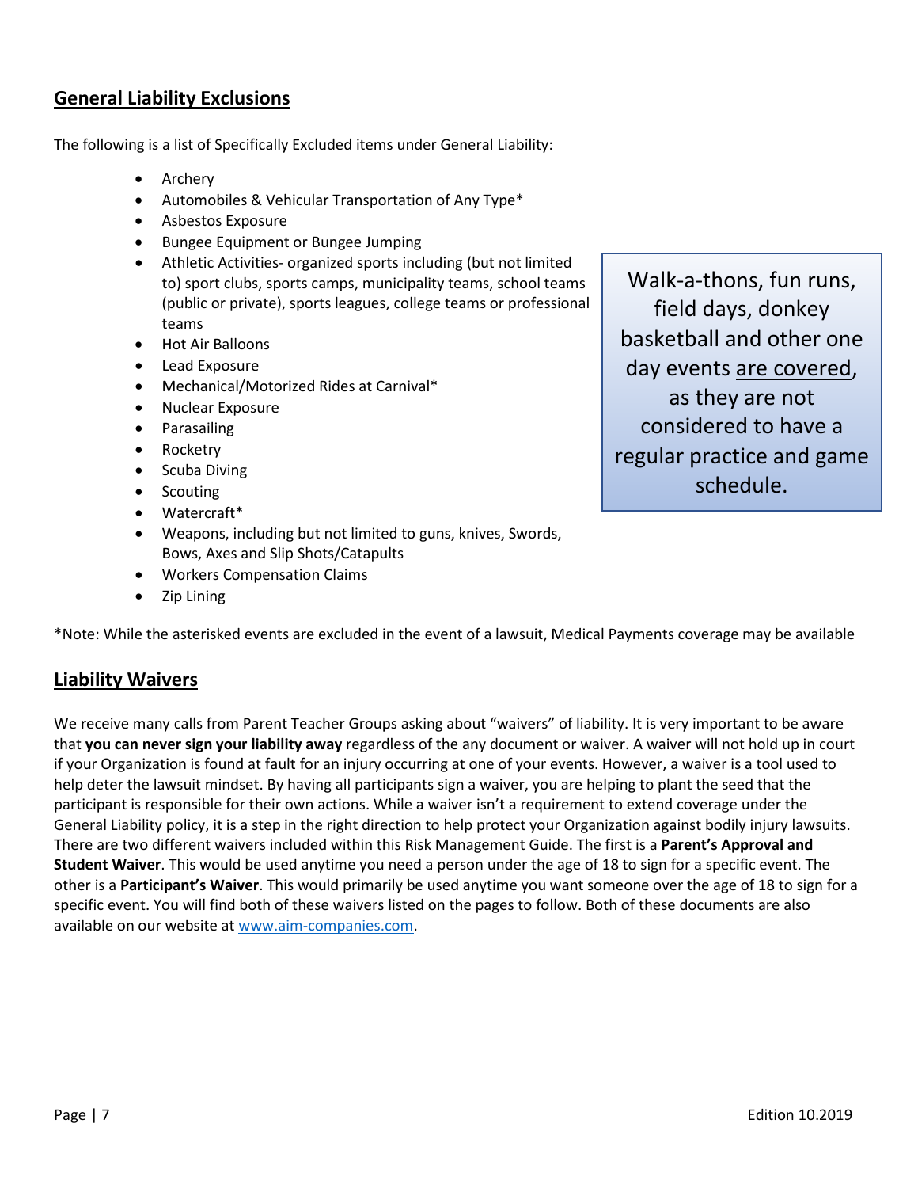## General Liability Exclusions

The following is a list of Specifically Excluded items under General Liability:

- Archery
- Automobiles & Vehicular Transportation of Any Type*
- Asbestos Exposure
- Bungee Equipment or Bungee Jumping
- Athletic Activities- organized sports including (but not limited to) sport clubs, sports camps, municipality teams, school teams (public or private), sports leagues, college teams or professional teams
- Hot Air Balloons
- Lead Exposure
- Mechanical/Motorized Rides at Carnival*
- Nuclear Exposure
- Parasailing
- Rocketry
- Scuba Diving
- Scouting
- Watercraft*
- Weapons, including but not limited to guns, knives, Swords, Bows, Axes and Slip Shots/Catapults
- Workers Compensation Claims
- Zip Lining

Walk-a-thons, fun runs, field days, donkey basketball and other one day events are covered, as they are not considered to have a regular practice and game schedule.

*Note: While the asterisked events are excluded in the event of a lawsuit, Medical Payments coverage may be available

## Liability Waivers

We receive many calls from Parent Teacher Groups asking about "waivers" of liability. It is very important to be aware that **you can never sign your liability away** regardless of the any document or waiver. A waiver will not hold up in court if your Organization is found at fault for an injury occurring at one of your events. However, a waiver is a tool used to help deter the lawsuit mindset. By having all participants sign a waiver, you are helping to plant the seed that the participant is responsible for their own actions. While a waiver isn't a requirement to extend coverage under the General Liability policy, it is a step in the right direction to help protect your Organization against bodily injury lawsuits. There are two different waivers included within this Risk Management Guide. The first is a **Parent's Approval and Student Waiver**. This would be used anytime you need a person under the age of 18 to sign for a specific event. The other is a **Participant's Waiver**. This would primarily be used anytime you want someone over the age of 18 to sign for a specific event. You will find both of these waivers listed on the pages to follow. Both of these documents are also available on our website at www.aim-companies.com.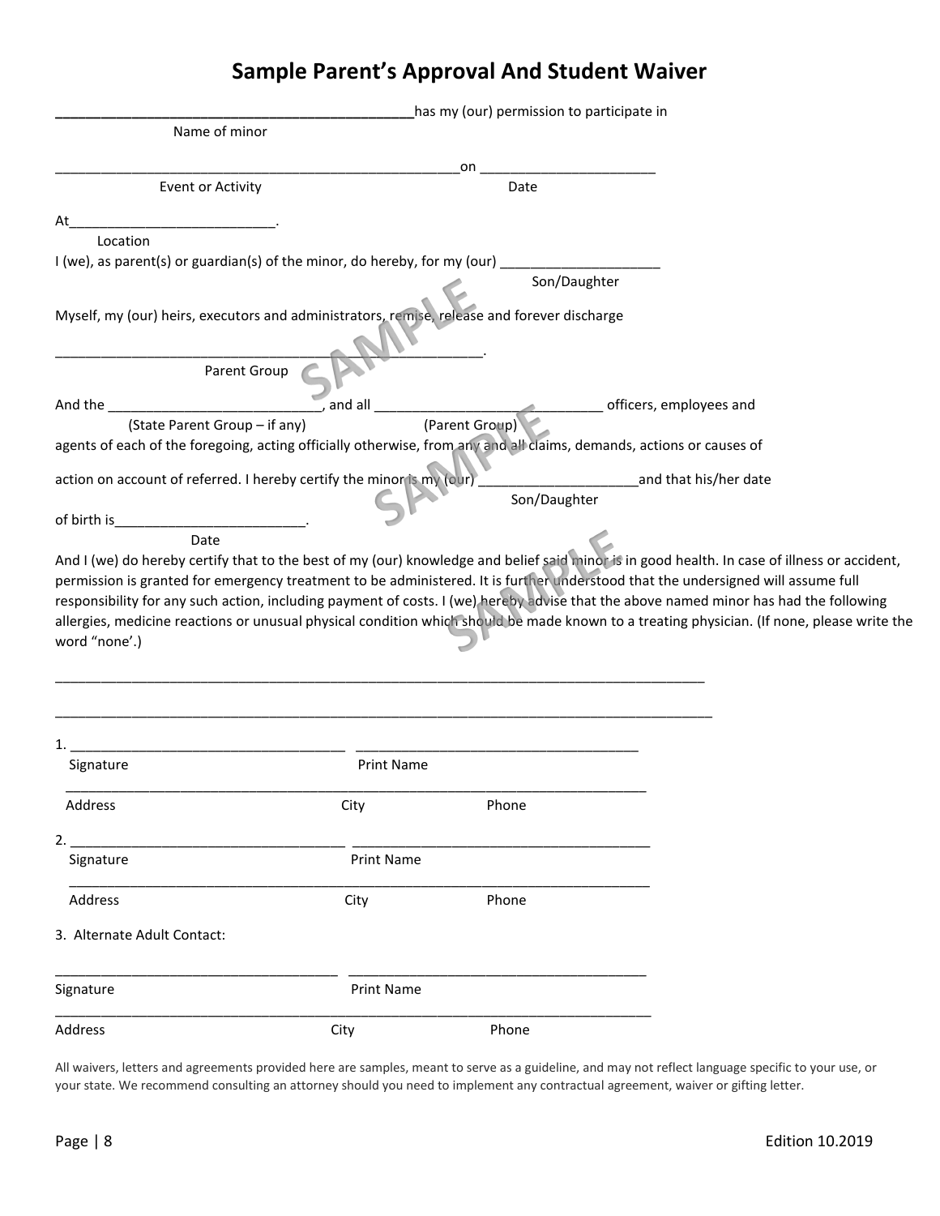# Sample Parent's Approval And Student Waiver

_____________________________________________has my (our) permission to participate in
Name of minor

________________________________________________________on _______________________
Event or Activity Date

At__________________________.
Location

I (we), as parent(s) or guardian(s) of the minor, do hereby, for my (our) _____________________
Son/Daughter

Myself, my (our) heirs, executors and administrators, remise, release and forever discharge

____________________________________________________________.
Parent Group

And the ____________________________, and all ______________________________ officers, employees and
(State Parent Group – if any) (Parent Group)

agents of each of the foregoing, acting officially otherwise, from any and all claims, demands, actions or causes of

action on account of referred. I hereby certify the minor is my (our) _____________________and that his/her date
Son/Daughter

of birth is_________________________.
Date

And I (we) do hereby certify that to the best of my (our) knowledge and belief said minor is in good health. In case of illness or accident, permission is granted for emergency treatment to be administered. It is further understood that the undersigned will assume full responsibility for any such action, including payment of costs. I (we) hereby advise that the above named minor has had the following allergies, medicine reactions or unusual physical condition which should be made known to a treating physician. (If none, please write the word "none'.)

_________________________________________________________________________________________

_________________________________________________________________________________________

1. ____________________________________ ____________________________________
Signature Print Name

_________________________________________________________________________________
Address City Phone

2. ____________________________________ ______________________________________
Signature Print Name

_________________________________________________________________________________
Address City Phone

3. Alternate Adult Contact:

____________________________________ ______________________________________
Signature Print Name

_________________________________________________________________________________
Address City Phone

All waivers, letters and agreements provided here are samples, meant to serve as a guideline, and may not reflect language specific to your use, or your state. We recommend consulting an attorney should you need to implement any contractual agreement, waiver or gifting letter.

Edition 10.2019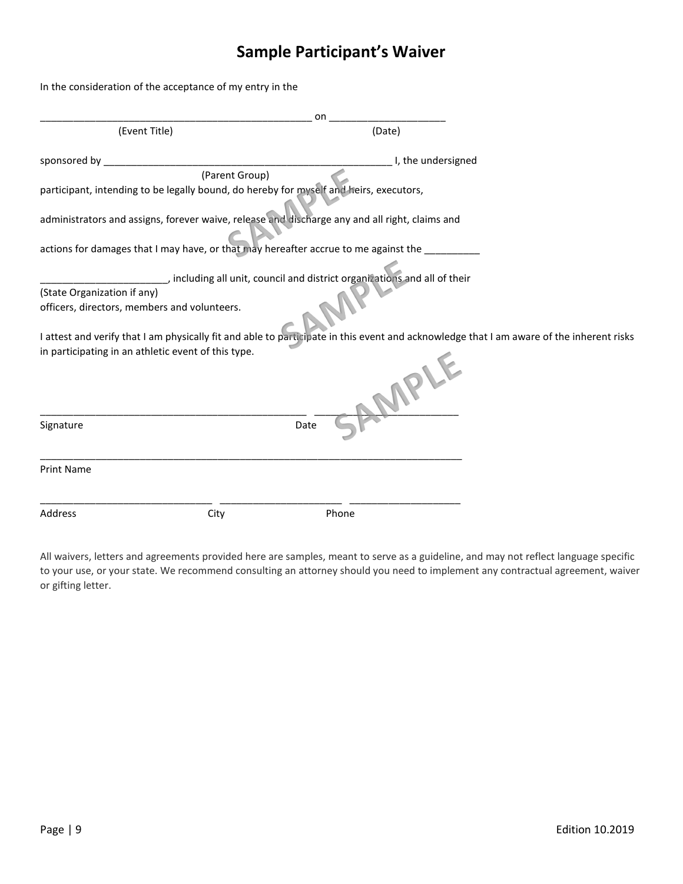# Sample Participant's Waiver

In the consideration of the acceptance of my entry in the

_________________________________________________ on ____________________
(Event Title) (Date)

sponsored by ____________________________________________________ I, the undersigned
(Parent Group)
participant, intending to be legally bound, do hereby for myself and heirs, executors,

administrators and assigns, forever waive, release and discharge any and all right, claims and

actions for damages that I may have, or that may hereafter accrue to me against the __________

______________________, including all unit, council and district organizations and all of their
(State Organization if any)
officers, directors, members and volunteers.

I attest and verify that I am physically fit and able to participate in this event and acknowledge that I am aware of the inherent risks in participating in an athletic event of this type.

_______________________________________________ ___________________________
Signature Date

___________________________________________________________________________
Print Name

______________________________ _____________________ ____________________
Address City Phone

All waivers, letters and agreements provided here are samples, meant to serve as a guideline, and may not reflect language specific to your use, or your state. We recommend consulting an attorney should you need to implement any contractual agreement, waiver or gifting letter.

Edition 10.2019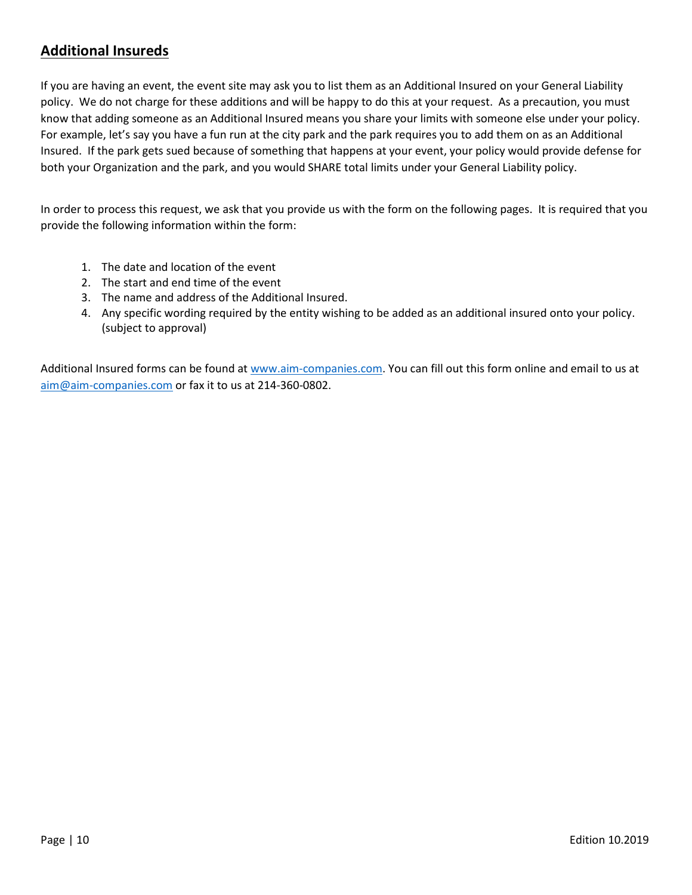## Additional Insureds

If you are having an event, the event site may ask you to list them as an Additional Insured on your General Liability policy. We do not charge for these additions and will be happy to do this at your request. As a precaution, you must know that adding someone as an Additional Insured means you share your limits with someone else under your policy. For example, let's say you have a fun run at the city park and the park requires you to add them on as an Additional Insured. If the park gets sued because of something that happens at your event, your policy would provide defense for both your Organization and the park, and you would SHARE total limits under your General Liability policy.

In order to process this request, we ask that you provide us with the form on the following pages. It is required that you provide the following information within the form:

1. The date and location of the event
2. The start and end time of the event
3. The name and address of the Additional Insured.
4. Any specific wording required by the entity wishing to be added as an additional insured onto your policy. (subject to approval)

Additional Insured forms can be found at www.aim-companies.com. You can fill out this form online and email to us at aim@aim-companies.com or fax it to us at 214-360-0802.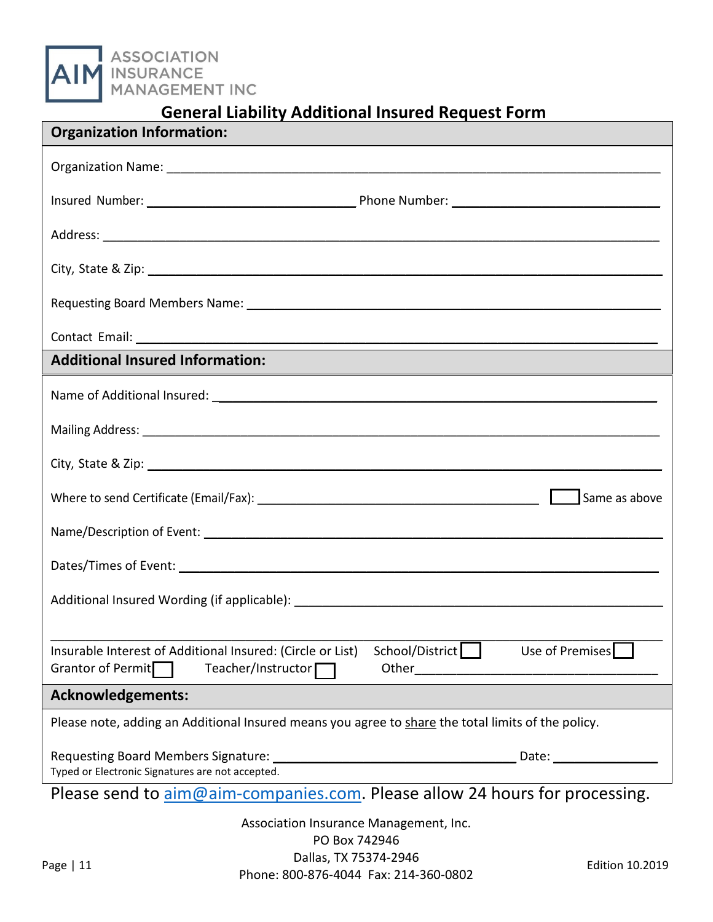ASSOCIATION INSURANCE MANAGEMENT INC

# General Liability Additional Insured Request Form

## Organization Information:

Organization Name: ____________________________________________

Insured Number: ____________________ Phone Number: ____________________

Address: ____________________________________________

City, State & Zip: ____________________________________________

Requesting Board Members Name: ____________________________________________

Contact Email: ____________________________________________

## Additional Insured Information:

Name of Additional Insured: ____________________________________________

Mailing Address: ____________________________________________

City, State & Zip: ____________________________________________

Where to send Certificate (Email/Fax): ______________________________ ☐ Same as above

Name/Description of Event: ____________________________________________

Dates/Times of Event: ____________________________________________

Additional Insured Wording (if applicable): ____________________________________________

____________________________________________

Insurable Interest of Additional Insured: (Circle or List) School/District ☐ Use of Premises ☐ Grantor of Permit ☐ Teacher/Instructor ☐ Other______________________

## Acknowledgements:

Please note, adding an Additional Insured means you agree to share the total limits of the policy.

Requesting Board Members Signature: ______________________ Date: __________

Typed or Electronic Signatures are not accepted.

Please send to aim@aim-companies.com. Please allow 24 hours for processing.

Association Insurance Management, Inc.
PO Box 742946
Dallas, TX 75374-2946
Phone: 800-876-4044 Fax: 214-360-0802

Edition 10.2019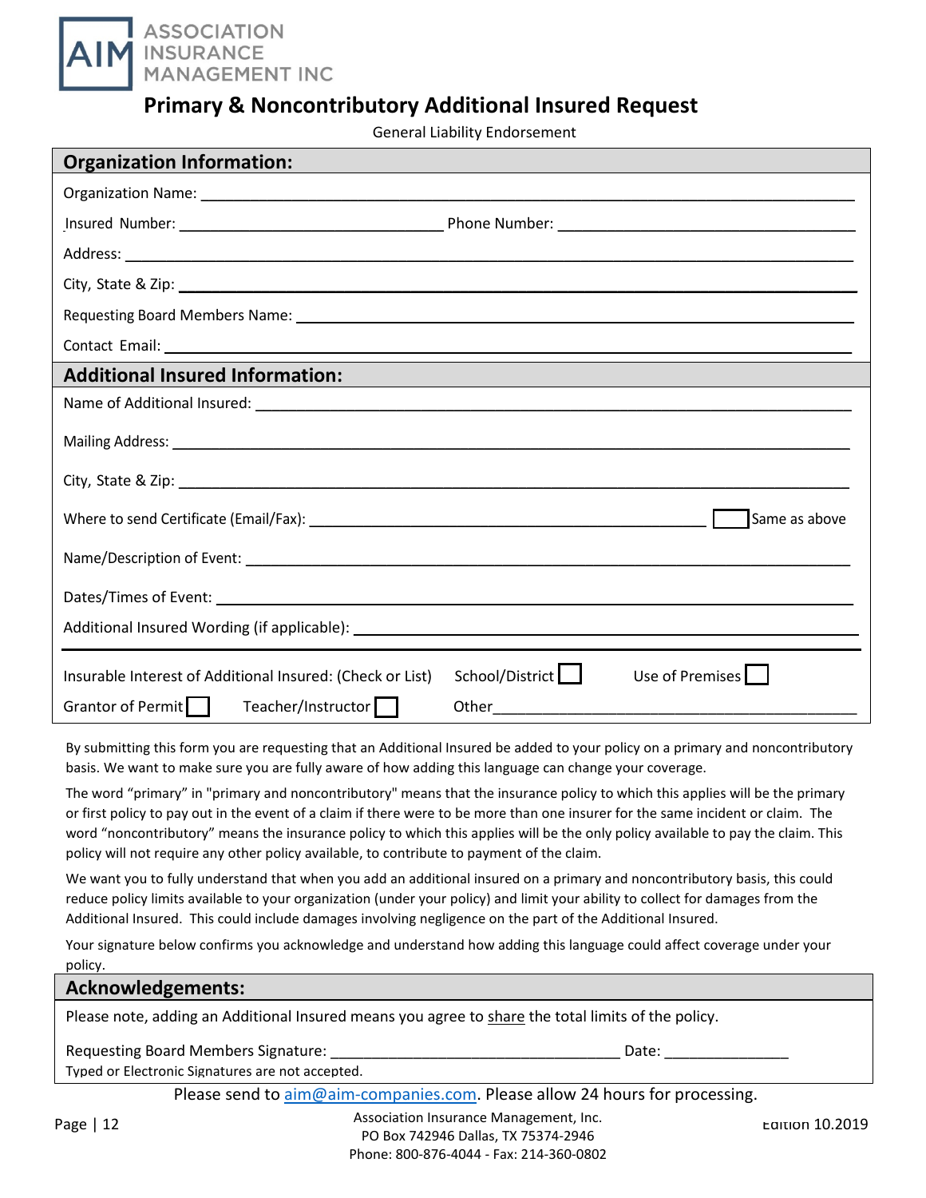ASSOCIATION INSURANCE MANAGEMENT INC

# Primary & Noncontributory Additional Insured Request

General Liability Endorsement

## Organization Information:

Organization Name: ______________________________

Insured Number: ______________________________ Phone Number: ______________________________

Address: ______________________________

City, State & Zip: ______________________________

Requesting Board Members Name: ______________________________

Contact Email: ______________________________

## Additional Insured Information:

Name of Additional Insured: ______________________________

Mailing Address: ______________________________

City, State & Zip: ______________________________

Where to send Certificate (Email/Fax): ______________________________ ☐ Same as above

Name/Description of Event: ______________________________

Dates/Times of Event: ______________________________

Additional Insured Wording (if applicable): ______________________________

Insurable Interest of Additional Insured: (Check or List) School/District ☐ Use of Premises ☐

Grantor of Permit ☐ Teacher/Instructor ☐ Other______________________________

By submitting this form you are requesting that an Additional Insured be added to your policy on a primary and noncontributory basis. We want to make sure you are fully aware of how adding this language can change your coverage.

The word "primary" in "primary and noncontributory" means that the insurance policy to which this applies will be the primary or first policy to pay out in the event of a claim if there were to be more than one insurer for the same incident or claim. The word "noncontributory" means the insurance policy to which this applies will be the only policy available to pay the claim. This policy will not require any other policy available, to contribute to payment of the claim.

We want you to fully understand that when you add an additional insured on a primary and noncontributory basis, this could reduce policy limits available to your organization (under your policy) and limit your ability to collect for damages from the Additional Insured. This could include damages involving negligence on the part of the Additional Insured.

Your signature below confirms you acknowledge and understand how adding this language could affect coverage under your policy.

## Acknowledgements:

Please note, adding an Additional Insured means you agree to share the total limits of the policy.

Requesting Board Members Signature: ______________________________ Date: _______________

Typed or Electronic Signatures are not accepted.

Please send to aim@aim-companies.com. Please allow 24 hours for processing.

Association Insurance Management, Inc.
PO Box 742946 Dallas, TX 75374-2946
Phone: 800-876-4044 - Fax: 214-360-0802

Edition 10.2019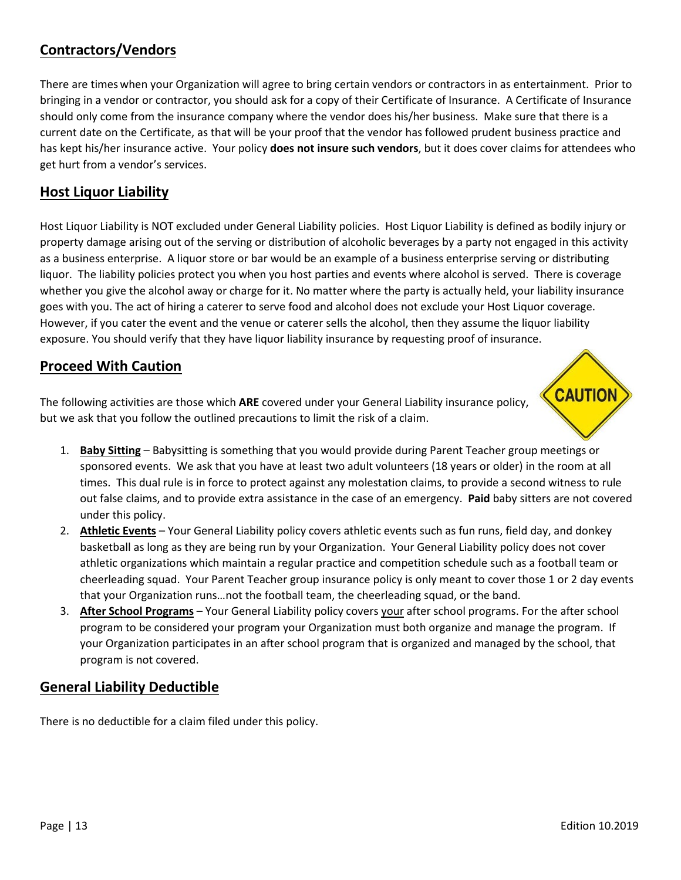## Contractors/Vendors

There are times when your Organization will agree to bring certain vendors or contractors in as entertainment. Prior to bringing in a vendor or contractor, you should ask for a copy of their Certificate of Insurance. A Certificate of Insurance should only come from the insurance company where the vendor does his/her business. Make sure that there is a current date on the Certificate, as that will be your proof that the vendor has followed prudent business practice and has kept his/her insurance active. Your policy **does not insure such vendors**, but it does cover claims for attendees who get hurt from a vendor's services.

## Host Liquor Liability

Host Liquor Liability is NOT excluded under General Liability policies. Host Liquor Liability is defined as bodily injury or property damage arising out of the serving or distribution of alcoholic beverages by a party not engaged in this activity as a business enterprise. A liquor store or bar would be an example of a business enterprise serving or distributing liquor. The liability policies protect you when you host parties and events where alcohol is served. There is coverage whether you give the alcohol away or charge for it. No matter where the party is actually held, your liability insurance goes with you. The act of hiring a caterer to serve food and alcohol does not exclude your Host Liquor coverage. However, if you cater the event and the venue or caterer sells the alcohol, then they assume the liquor liability exposure. You should verify that they have liquor liability insurance by requesting proof of insurance.

## Proceed With Caution

The following activities are those which **ARE** covered under your General Liability insurance policy, but we ask that you follow the outlined precautions to limit the risk of a claim.

1. **Baby Sitting** – Babysitting is something that you would provide during Parent Teacher group meetings or sponsored events. We ask that you have at least two adult volunteers (18 years or older) in the room at all times. This dual rule is in force to protect against any molestation claims, to provide a second witness to rule out false claims, and to provide extra assistance in the case of an emergency. **Paid** baby sitters are not covered under this policy.
2. **Athletic Events** – Your General Liability policy covers athletic events such as fun runs, field day, and donkey basketball as long as they are being run by your Organization. Your General Liability policy does not cover athletic organizations which maintain a regular practice and competition schedule such as a football team or cheerleading squad. Your Parent Teacher group insurance policy is only meant to cover those 1 or 2 day events that your Organization runs…not the football team, the cheerleading squad, or the band.
3. **After School Programs** – Your General Liability policy covers your after school programs. For the after school program to be considered your program your Organization must both organize and manage the program. If your Organization participates in an after school program that is organized and managed by the school, that program is not covered.

## General Liability Deductible

There is no deductible for a claim filed under this policy.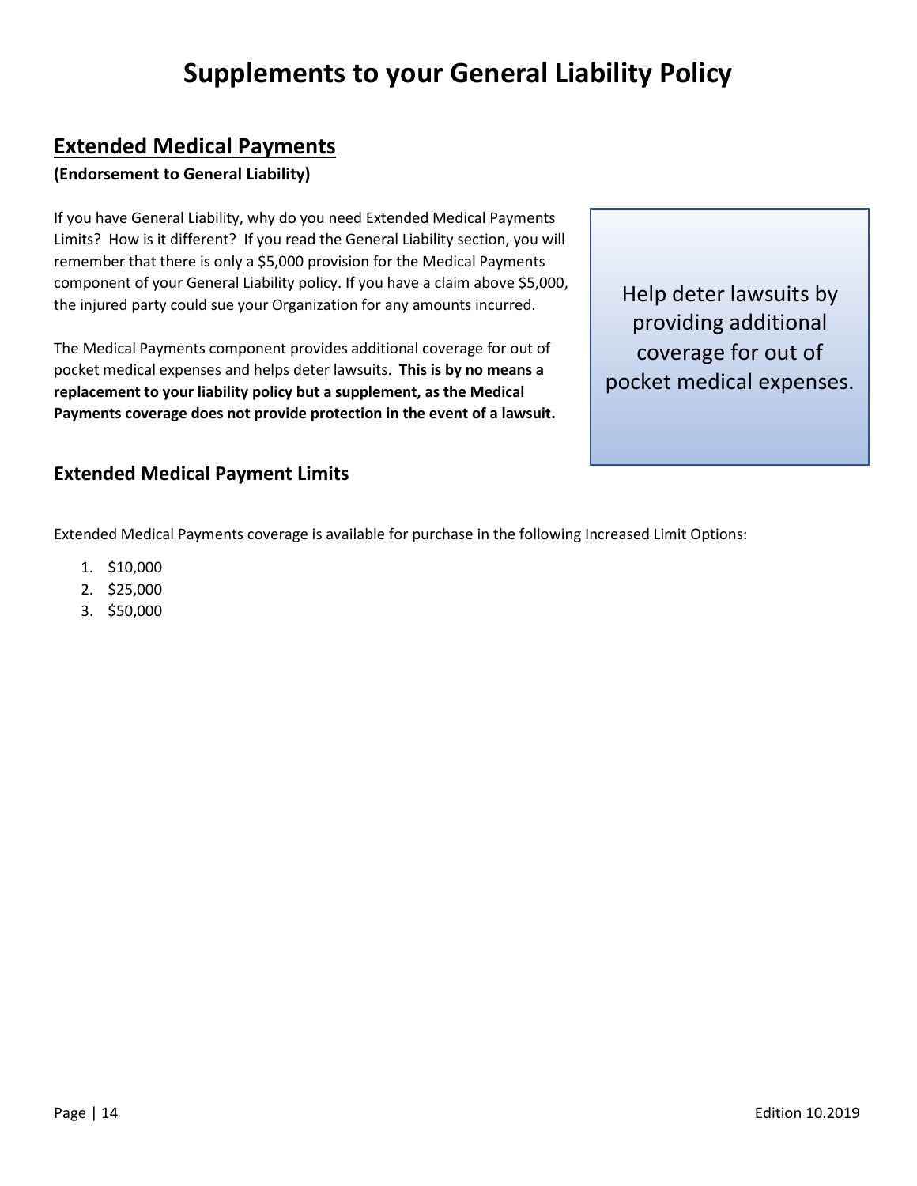# Supplements to your General Liability Policy

## Extended Medical Payments

**(Endorsement to General Liability)**

If you have General Liability, why do you need Extended Medical Payments Limits? How is it different? If you read the General Liability section, you will remember that there is only a $5,000 provision for the Medical Payments component of your General Liability policy. If you have a claim above $5,000, the injured party could sue your Organization for any amounts incurred.

The Medical Payments component provides additional coverage for out of pocket medical expenses and helps deter lawsuits. **This is by no means a replacement to your liability policy but a supplement, as the Medical Payments coverage does not provide protection in the event of a lawsuit.**

> Help deter lawsuits by providing additional coverage for out of pocket medical expenses.

### Extended Medical Payment Limits

Extended Medical Payments coverage is available for purchase in the following Increased Limit Options:

1. $10,000
2. $25,000
3. $50,000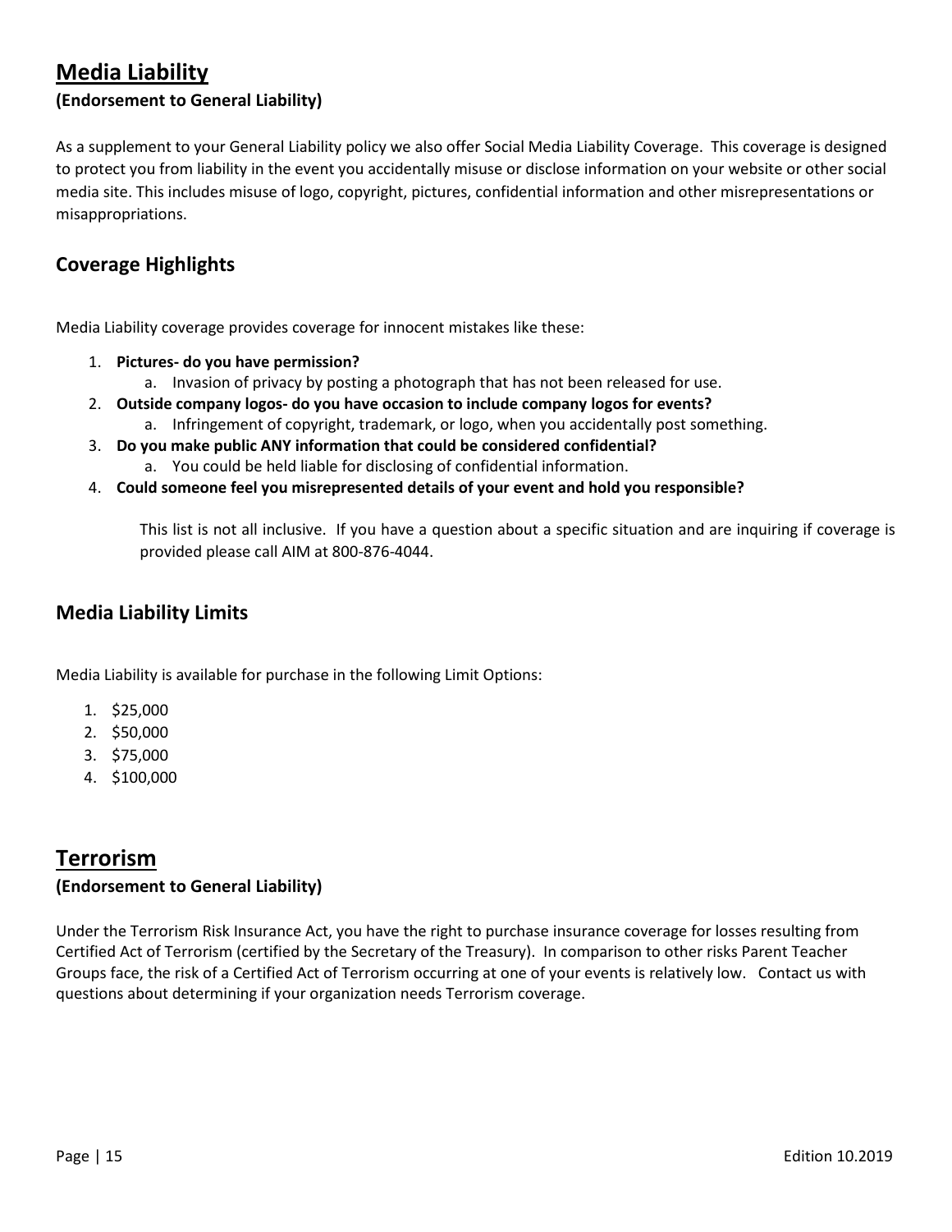# Media Liability

**(Endorsement to General Liability)**

As a supplement to your General Liability policy we also offer Social Media Liability Coverage. This coverage is designed to protect you from liability in the event you accidentally misuse or disclose information on your website or other social media site. This includes misuse of logo, copyright, pictures, confidential information and other misrepresentations or misappropriations.

## Coverage Highlights

Media Liability coverage provides coverage for innocent mistakes like these:

1. **Pictures- do you have permission?**
   a. Invasion of privacy by posting a photograph that has not been released for use.
2. **Outside company logos- do you have occasion to include company logos for events?**
   a. Infringement of copyright, trademark, or logo, when you accidentally post something.
3. **Do you make public ANY information that could be considered confidential?**
   a. You could be held liable for disclosing of confidential information.
4. **Could someone feel you misrepresented details of your event and hold you responsible?**

This list is not all inclusive. If you have a question about a specific situation and are inquiring if coverage is provided please call AIM at 800-876-4044.

## Media Liability Limits

Media Liability is available for purchase in the following Limit Options:

1. $25,000
2. $50,000
3. $75,000
4. $100,000

# Terrorism

**(Endorsement to General Liability)**

Under the Terrorism Risk Insurance Act, you have the right to purchase insurance coverage for losses resulting from Certified Act of Terrorism (certified by the Secretary of the Treasury). In comparison to other risks Parent Teacher Groups face, the risk of a Certified Act of Terrorism occurring at one of your events is relatively low. Contact us with questions about determining if your organization needs Terrorism coverage.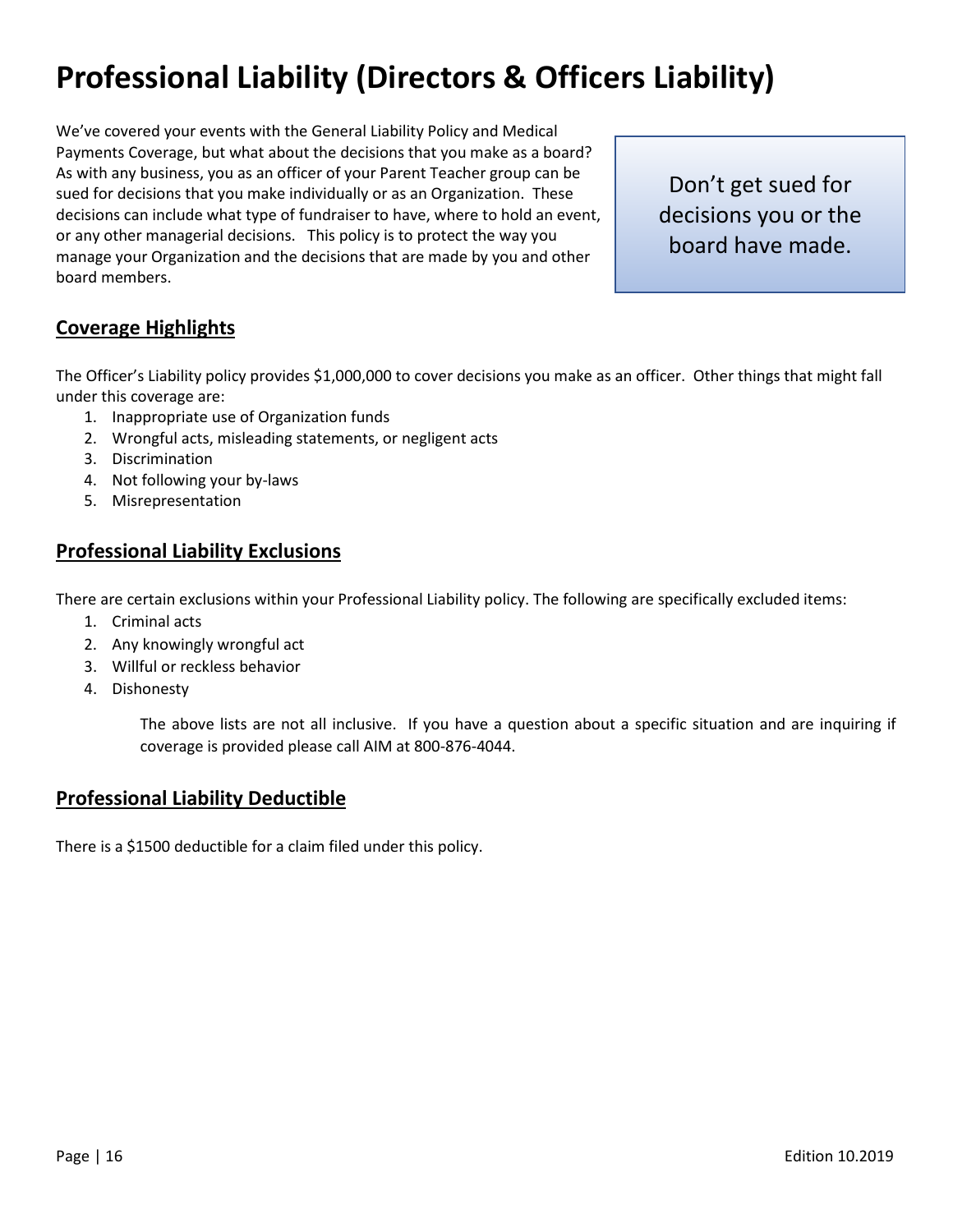# Professional Liability (Directors & Officers Liability)

We've covered your events with the General Liability Policy and Medical Payments Coverage, but what about the decisions that you make as a board? As with any business, you as an officer of your Parent Teacher group can be sued for decisions that you make individually or as an Organization. These decisions can include what type of fundraiser to have, where to hold an event, or any other managerial decisions. This policy is to protect the way you manage your Organization and the decisions that are made by you and other board members.

> Don't get sued for decisions you or the board have made.

## Coverage Highlights

The Officer's Liability policy provides $1,000,000 to cover decisions you make as an officer. Other things that might fall under this coverage are:

1. Inappropriate use of Organization funds
2. Wrongful acts, misleading statements, or negligent acts
3. Discrimination
4. Not following your by-laws
5. Misrepresentation

## Professional Liability Exclusions

There are certain exclusions within your Professional Liability policy. The following are specifically excluded items:

1. Criminal acts
2. Any knowingly wrongful act
3. Willful or reckless behavior
4. Dishonesty

The above lists are not all inclusive. If you have a question about a specific situation and are inquiring if coverage is provided please call AIM at 800-876-4044.

## Professional Liability Deductible

There is a $1500 deductible for a claim filed under this policy.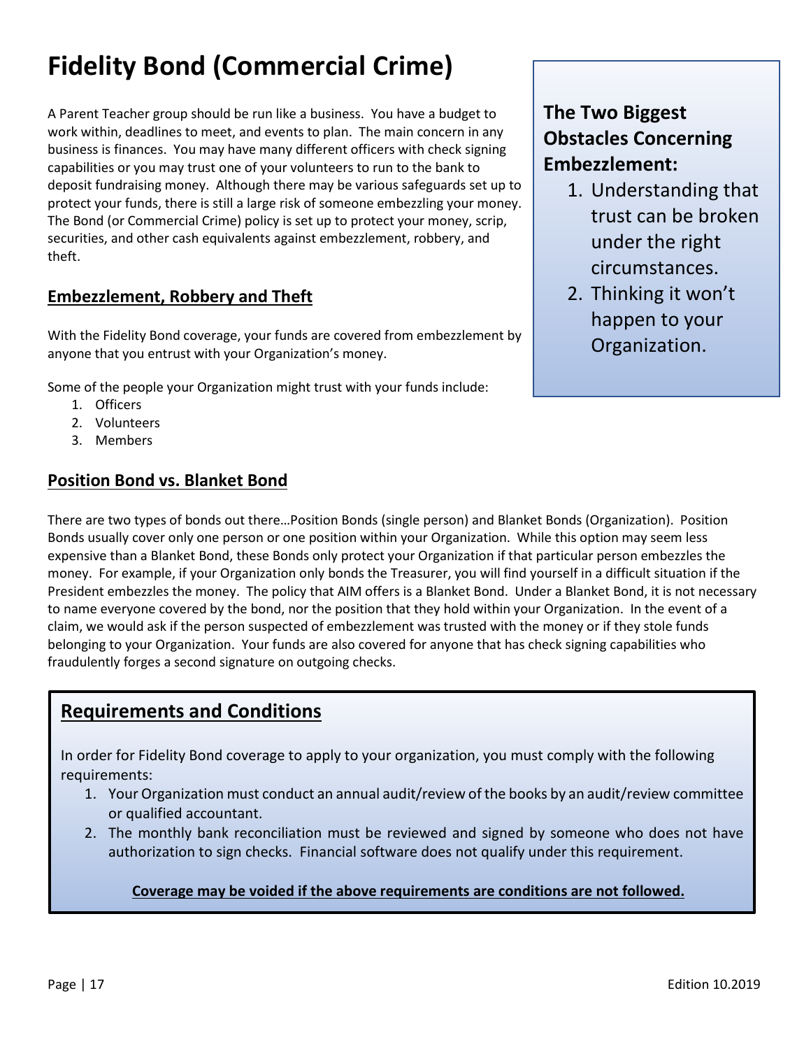# Fidelity Bond (Commercial Crime)

A Parent Teacher group should be run like a business. You have a budget to work within, deadlines to meet, and events to plan. The main concern in any business is finances. You may have many different officers with check signing capabilities or you may trust one of your volunteers to run to the bank to deposit fundraising money. Although there may be various safeguards set up to protect your funds, there is still a large risk of someone embezzling your money. The Bond (or Commercial Crime) policy is set up to protect your money, scrip, securities, and other cash equivalents against embezzlement, robbery, and theft.

**The Two Biggest Obstacles Concerning Embezzlement:**

1. Understanding that trust can be broken under the right circumstances.
2. Thinking it won't happen to your Organization.

## Embezzlement, Robbery and Theft

With the Fidelity Bond coverage, your funds are covered from embezzlement by anyone that you entrust with your Organization's money.

Some of the people your Organization might trust with your funds include:

1. Officers
2. Volunteers
3. Members

## Position Bond vs. Blanket Bond

There are two types of bonds out there…Position Bonds (single person) and Blanket Bonds (Organization). Position Bonds usually cover only one person or one position within your Organization. While this option may seem less expensive than a Blanket Bond, these Bonds only protect your Organization if that particular person embezzles the money. For example, if your Organization only bonds the Treasurer, you will find yourself in a difficult situation if the President embezzles the money. The policy that AIM offers is a Blanket Bond. Under a Blanket Bond, it is not necessary to name everyone covered by the bond, nor the position that they hold within your Organization. In the event of a claim, we would ask if the person suspected of embezzlement was trusted with the money or if they stole funds belonging to your Organization. Your funds are also covered for anyone that has check signing capabilities who fraudulently forges a second signature on outgoing checks.

## Requirements and Conditions

In order for Fidelity Bond coverage to apply to your organization, you must comply with the following requirements:

1. Your Organization must conduct an annual audit/review of the books by an audit/review committee or qualified accountant.
2. The monthly bank reconciliation must be reviewed and signed by someone who does not have authorization to sign checks. Financial software does not qualify under this requirement.

**Coverage may be voided if the above requirements are conditions are not followed.**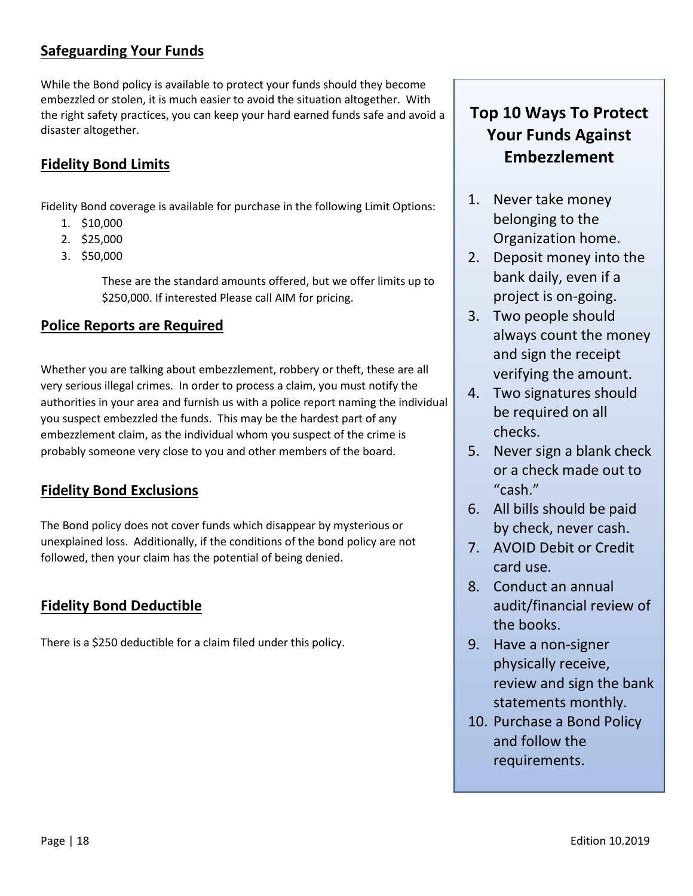## Safeguarding Your Funds

While the Bond policy is available to protect your funds should they become embezzled or stolen, it is much easier to avoid the situation altogether. With the right safety practices, you can keep your hard earned funds safe and avoid a disaster altogether.

## Fidelity Bond Limits

Fidelity Bond coverage is available for purchase in the following Limit Options:

1. $10,000
2. $25,000
3. $50,000

> These are the standard amounts offered, but we offer limits up to $250,000. If interested Please call AIM for pricing.

## Police Reports are Required

Whether you are talking about embezzlement, robbery or theft, these are all very serious illegal crimes. In order to process a claim, you must notify the authorities in your area and furnish us with a police report naming the individual you suspect embezzled the funds. This may be the hardest part of any embezzlement claim, as the individual whom you suspect of the crime is probably someone very close to you and other members of the board.

## Fidelity Bond Exclusions

The Bond policy does not cover funds which disappear by mysterious or unexplained loss. Additionally, if the conditions of the bond policy are not followed, then your claim has the potential of being denied.

## Fidelity Bond Deductible

There is a $250 deductible for a claim filed under this policy.

## Top 10 Ways To Protect Your Funds Against Embezzlement

1. Never take money belonging to the Organization home.
2. Deposit money into the bank daily, even if a project is on-going.
3. Two people should always count the money and sign the receipt verifying the amount.
4. Two signatures should be required on all checks.
5. Never sign a blank check or a check made out to "cash."
6. All bills should be paid by check, never cash.
7. AVOID Debit or Credit card use.
8. Conduct an annual audit/financial review of the books.
9. Have a non-signer physically receive, review and sign the bank statements monthly.
10. Purchase a Bond Policy and follow the requirements.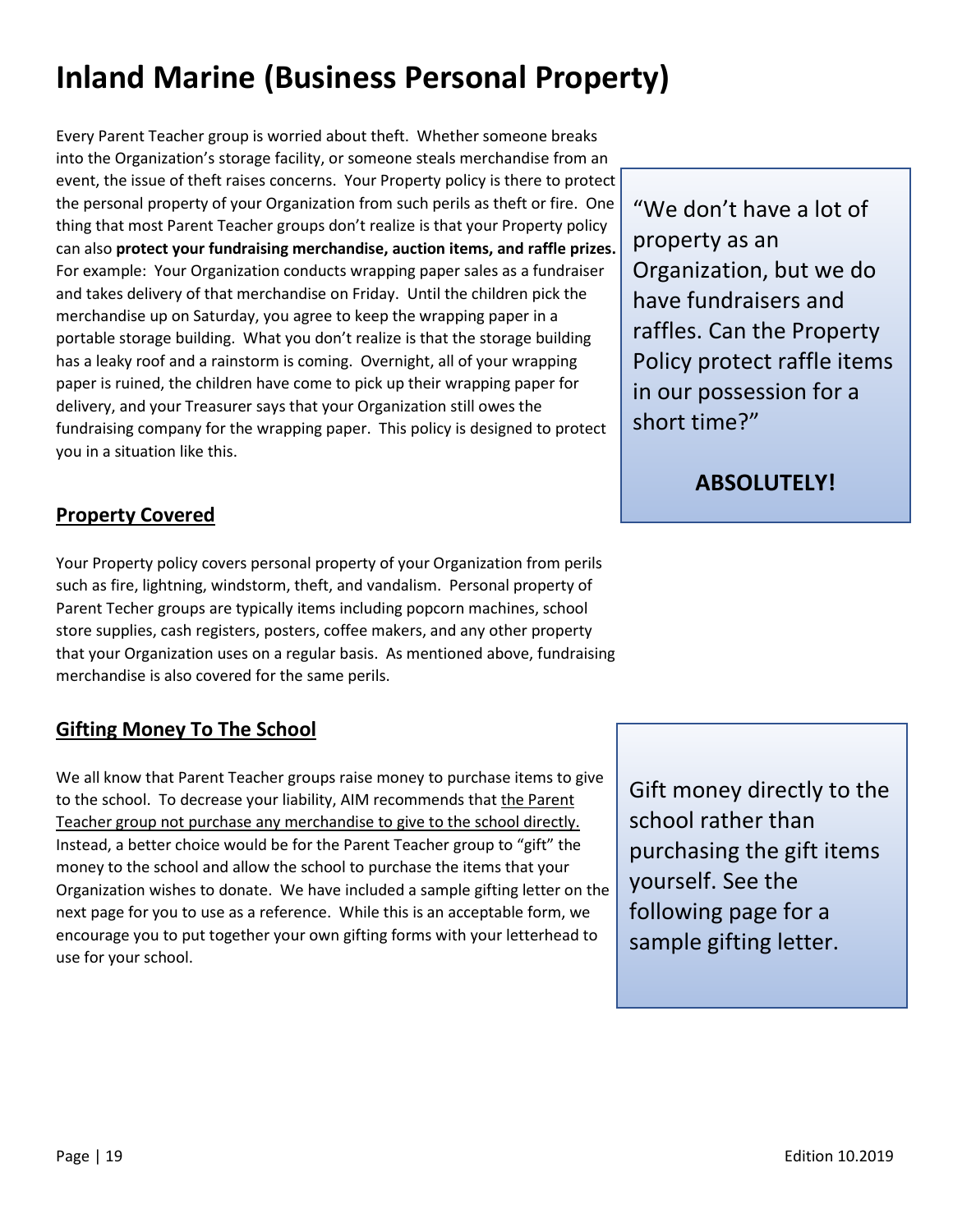# Inland Marine (Business Personal Property)

Every Parent Teacher group is worried about theft. Whether someone breaks into the Organization's storage facility, or someone steals merchandise from an event, the issue of theft raises concerns. Your Property policy is there to protect the personal property of your Organization from such perils as theft or fire. One thing that most Parent Teacher groups don't realize is that your Property policy can also **protect your fundraising merchandise, auction items, and raffle prizes.** For example: Your Organization conducts wrapping paper sales as a fundraiser and takes delivery of that merchandise on Friday. Until the children pick the merchandise up on Saturday, you agree to keep the wrapping paper in a portable storage building. What you don't realize is that the storage building has a leaky roof and a rainstorm is coming. Overnight, all of your wrapping paper is ruined, the children have come to pick up their wrapping paper for delivery, and your Treasurer says that your Organization still owes the fundraising company for the wrapping paper. This policy is designed to protect you in a situation like this.

> "We don't have a lot of property as an Organization, but we do have fundraisers and raffles. Can the Property Policy protect raffle items in our possession for a short time?"
>
> **ABSOLUTELY!**

## Property Covered

Your Property policy covers personal property of your Organization from perils such as fire, lightning, windstorm, theft, and vandalism. Personal property of Parent Techer groups are typically items including popcorn machines, school store supplies, cash registers, posters, coffee makers, and any other property that your Organization uses on a regular basis. As mentioned above, fundraising merchandise is also covered for the same perils.

## Gifting Money To The School

We all know that Parent Teacher groups raise money to purchase items to give to the school. To decrease your liability, AIM recommends that <u>the Parent Teacher group not purchase any merchandise to give to the school directly.</u> Instead, a better choice would be for the Parent Teacher group to "gift" the money to the school and allow the school to purchase the items that your Organization wishes to donate. We have included a sample gifting letter on the next page for you to use as a reference. While this is an acceptable form, we encourage you to put together your own gifting forms with your letterhead to use for your school.

> Gift money directly to the school rather than purchasing the gift items yourself. See the following page for a sample gifting letter.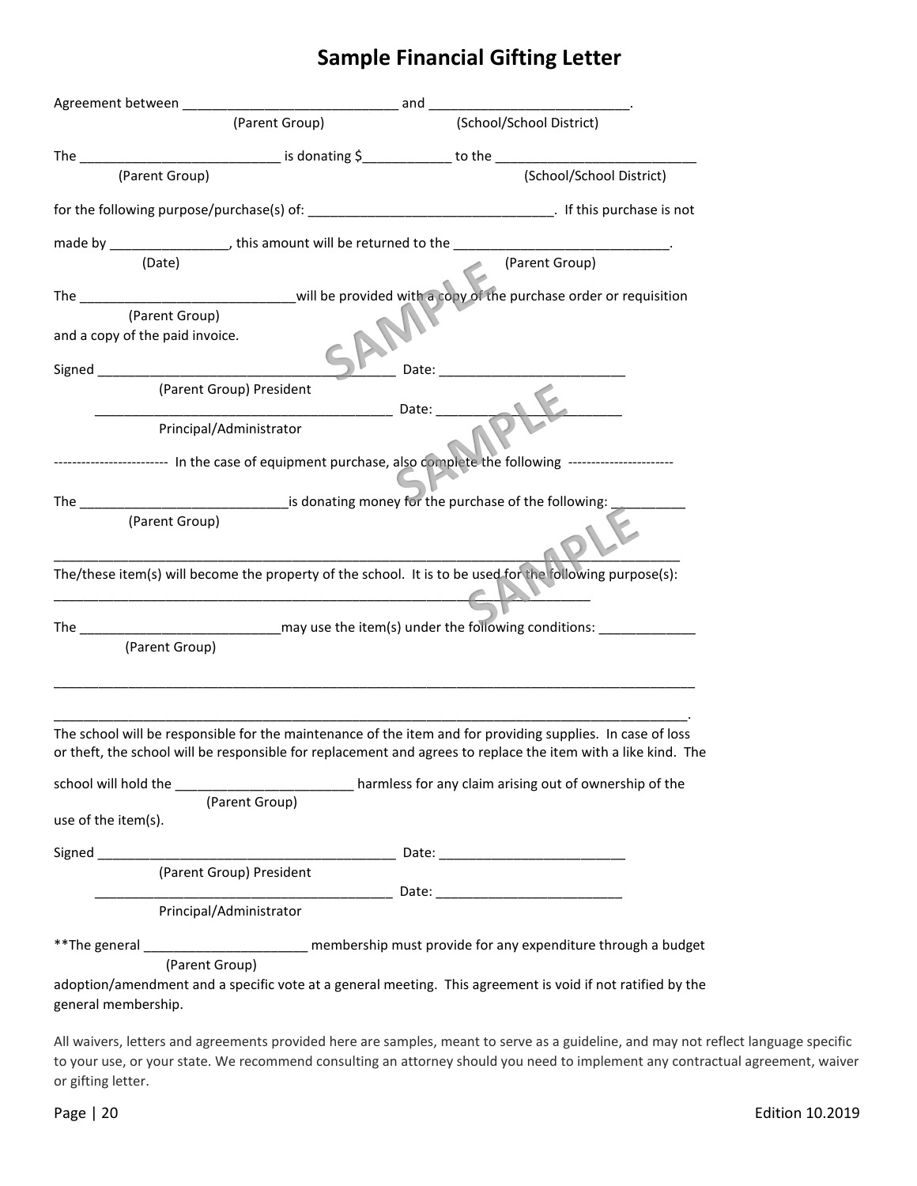# Sample Financial Gifting Letter

Agreement between _____________________________ and ___________________________.
(Parent Group) (School/School District)

The ___________________________ is donating $____________ to the ___________________________
(Parent Group) (School/School District)

for the following purpose/purchase(s) of: _________________________________. If this purchase is not

made by ________________, this amount will be returned to the _____________________________.
(Date) (Parent Group)

The _____________________________will be provided with a copy of the purchase order or requisition
(Parent Group)
and a copy of the paid invoice.

Signed _______________________________________ Date: _________________________
(Parent Group) President

_______________________________________ Date: _________________________
Principal/Administrator

------------------------ In the case of equipment purchase, also complete the following -----------------------

The ____________________________is donating money for the purchase of the following: __________
(Parent Group)

_____________________________________________________________________________________

The/these item(s) will become the property of the school. It is to be used for the following purpose(s):

_______________________________________________________________________

The ___________________________may use the item(s) under the following conditions: _____________
(Parent Group)

_____________________________________________________________________________________

_____________________________________________________________________________________.

The school will be responsible for the maintenance of the item and for providing supplies. In case of loss or theft, the school will be responsible for replacement and agrees to replace the item with a like kind. The

school will hold the ________________________ harmless for any claim arising out of ownership of the
(Parent Group)
use of the item(s).

Signed _______________________________________ Date: _________________________
(Parent Group) President

_______________________________________ Date: _________________________
Principal/Administrator

**The general ______________________ membership must provide for any expenditure through a budget
(Parent Group)
adoption/amendment and a specific vote at a general meeting. This agreement is void if not ratified by the general membership.

All waivers, letters and agreements provided here are samples, meant to serve as a guideline, and may not reflect language specific to your use, or your state. We recommend consulting an attorney should you need to implement any contractual agreement, waiver or gifting letter.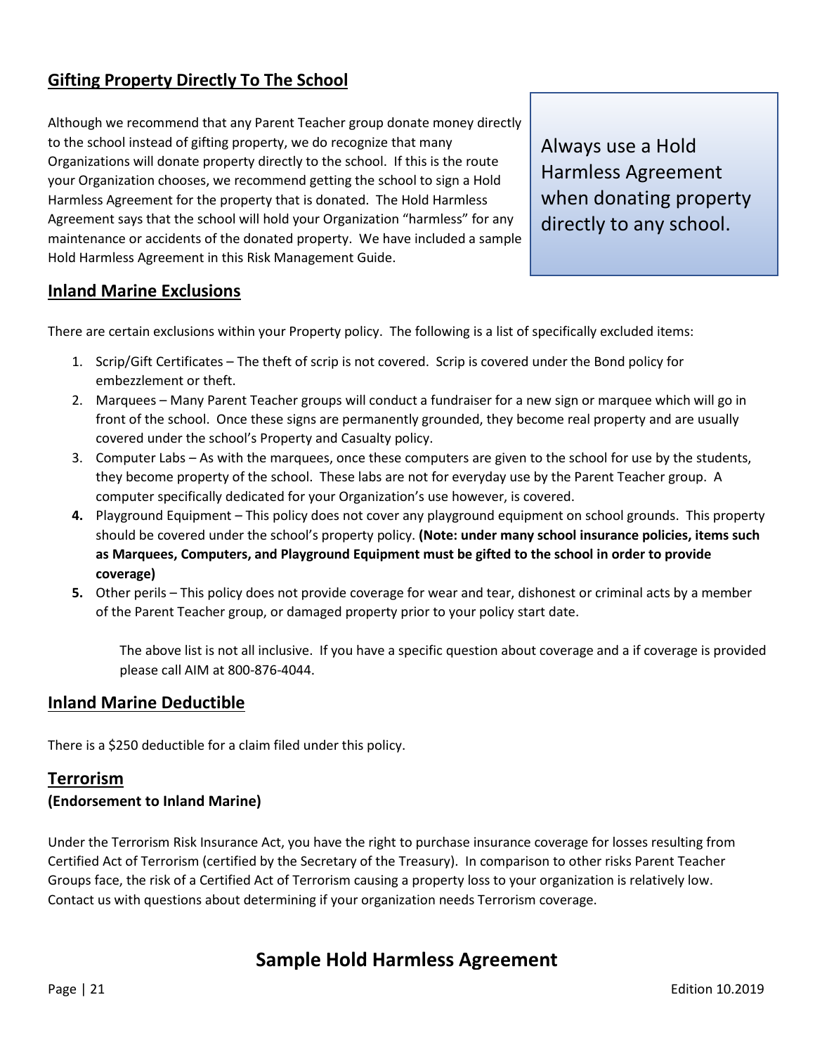## Gifting Property Directly To The School

Although we recommend that any Parent Teacher group donate money directly to the school instead of gifting property, we do recognize that many Organizations will donate property directly to the school. If this is the route your Organization chooses, we recommend getting the school to sign a Hold Harmless Agreement for the property that is donated. The Hold Harmless Agreement says that the school will hold your Organization "harmless" for any maintenance or accidents of the donated property. We have included a sample Hold Harmless Agreement in this Risk Management Guide.

> Always use a Hold Harmless Agreement when donating property directly to any school.

## Inland Marine Exclusions

There are certain exclusions within your Property policy. The following is a list of specifically excluded items:

1. Scrip/Gift Certificates – The theft of scrip is not covered. Scrip is covered under the Bond policy for embezzlement or theft.
2. Marquees – Many Parent Teacher groups will conduct a fundraiser for a new sign or marquee which will go in front of the school. Once these signs are permanently grounded, they become real property and are usually covered under the school's Property and Casualty policy.
3. Computer Labs – As with the marquees, once these computers are given to the school for use by the students, they become property of the school. These labs are not for everyday use by the Parent Teacher group. A computer specifically dedicated for your Organization's use however, is covered.
4. Playground Equipment – This policy does not cover any playground equipment on school grounds. This property should be covered under the school's property policy. **(Note: under many school insurance policies, items such as Marquees, Computers, and Playground Equipment must be gifted to the school in order to provide coverage)**
5. Other perils – This policy does not provide coverage for wear and tear, dishonest or criminal acts by a member of the Parent Teacher group, or damaged property prior to your policy start date.

The above list is not all inclusive. If you have a specific question about coverage and a if coverage is provided please call AIM at 800-876-4044.

## Inland Marine Deductible

There is a $250 deductible for a claim filed under this policy.

## Terrorism

**(Endorsement to Inland Marine)**

Under the Terrorism Risk Insurance Act, you have the right to purchase insurance coverage for losses resulting from Certified Act of Terrorism (certified by the Secretary of the Treasury). In comparison to other risks Parent Teacher Groups face, the risk of a Certified Act of Terrorism causing a property loss to your organization is relatively low. Contact us with questions about determining if your organization needs Terrorism coverage.

# Sample Hold Harmless Agreement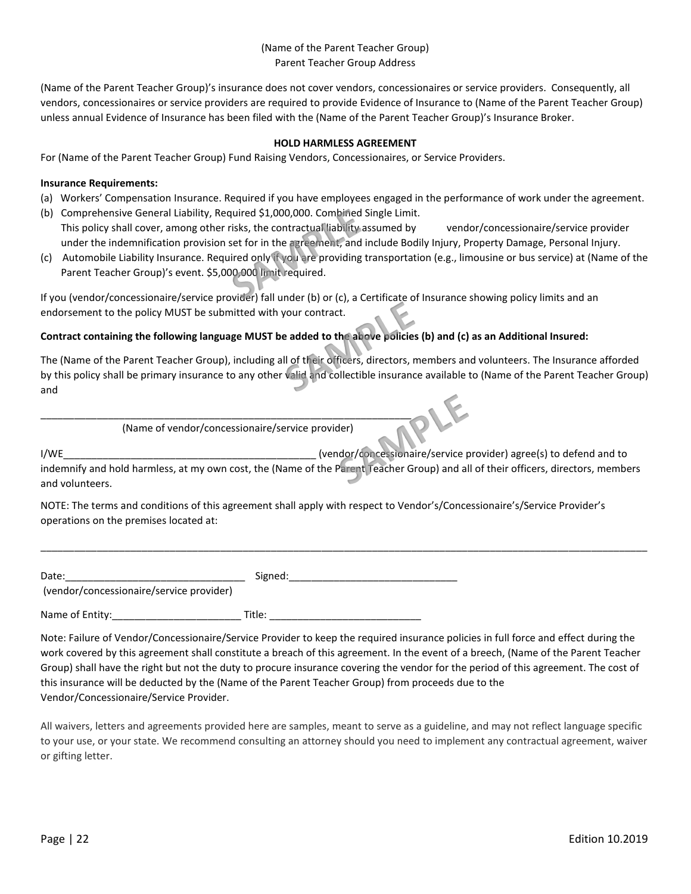(Name of the Parent Teacher Group)
Parent Teacher Group Address

(Name of the Parent Teacher Group)'s insurance does not cover vendors, concessionaires or service providers. Consequently, all vendors, concessionaires or service providers are required to provide Evidence of Insurance to (Name of the Parent Teacher Group) unless annual Evidence of Insurance has been filed with the (Name of the Parent Teacher Group)'s Insurance Broker.

**HOLD HARMLESS AGREEMENT**

For (Name of the Parent Teacher Group) Fund Raising Vendors, Concessionaires, or Service Providers.

**Insurance Requirements:**

(a) Workers' Compensation Insurance. Required if you have employees engaged in the performance of work under the agreement.

(b) Comprehensive General Liability, Required $1,000,000. Combined Single Limit.
This policy shall cover, among other risks, the contractual liability assumed by vendor/concessionaire/service provider under the indemnification provision set for in the agreement, and include Bodily Injury, Property Damage, Personal Injury.

(c) Automobile Liability Insurance. Required only if you are providing transportation (e.g., limousine or bus service) at (Name of the Parent Teacher Group)'s event. $5,000,000 limit required.

If you (vendor/concessionaire/service provider) fall under (b) or (c), a Certificate of Insurance showing policy limits and an endorsement to the policy MUST be submitted with your contract.

**Contract containing the following language MUST be added to the above policies (b) and (c) as an Additional Insured:**

The (Name of the Parent Teacher Group), including all of their officers, directors, members and volunteers. The Insurance afforded by this policy shall be primary insurance to any other valid and collectible insurance available to (Name of the Parent Teacher Group) and

_____________________________________________________________________
(Name of vendor/concessionaire/service provider)

I/WE_____________________________________________ (vendor/concessionaire/service provider) agree(s) to defend and to indemnify and hold harmless, at my own cost, the (Name of the Parent Teacher Group) and all of their officers, directors, members and volunteers.

NOTE: The terms and conditions of this agreement shall apply with respect to Vendor's/Concessionaire's/Service Provider's operations on the premises located at:

_____________________________________________________________________________________________________

Date:________________________________ Signed:______________________________
(vendor/concessionaire/service provider)

Name of Entity:_______________________ Title: ___________________________

Note: Failure of Vendor/Concessionaire/Service Provider to keep the required insurance policies in full force and effect during the work covered by this agreement shall constitute a breach of this agreement. In the event of a breech, (Name of the Parent Teacher Group) shall have the right but not the duty to procure insurance covering the vendor for the period of this agreement. The cost of this insurance will be deducted by the (Name of the Parent Teacher Group) from proceeds due to the Vendor/Concessionaire/Service Provider.

All waivers, letters and agreements provided here are samples, meant to serve as a guideline, and may not reflect language specific to your use, or your state. We recommend consulting an attorney should you need to implement any contractual agreement, waiver or gifting letter.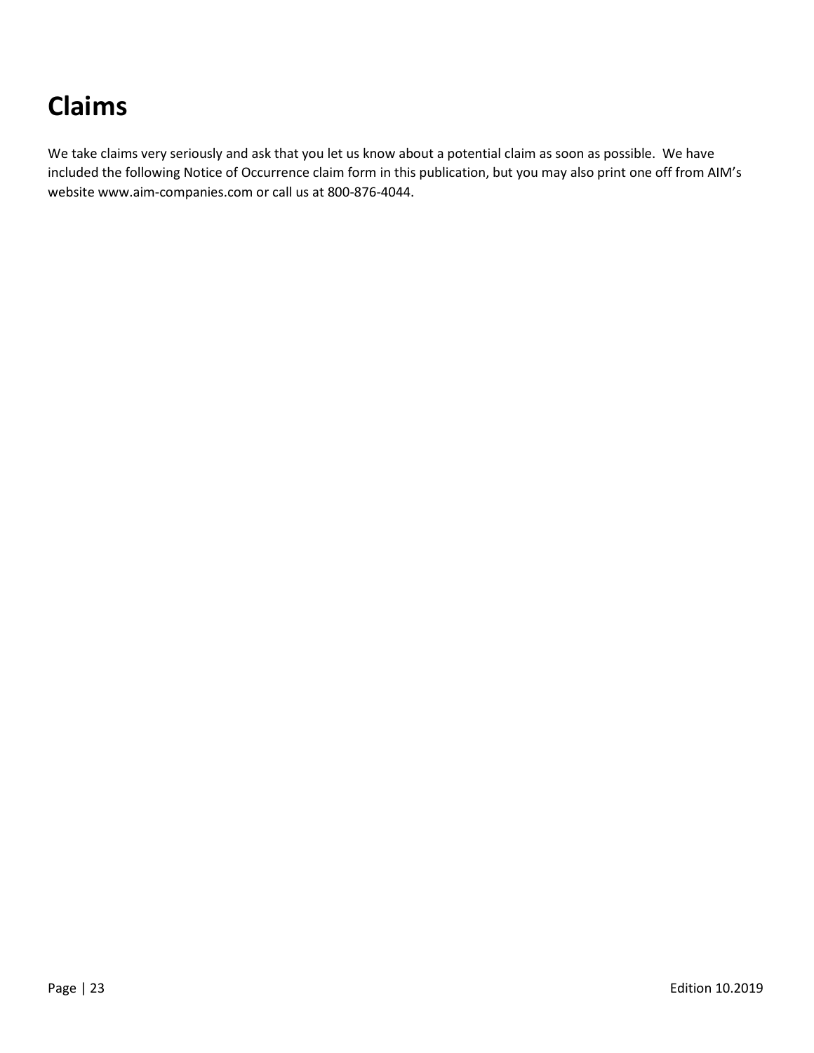# Claims

We take claims very seriously and ask that you let us know about a potential claim as soon as possible. We have included the following Notice of Occurrence claim form in this publication, but you may also print one off from AIM's website www.aim-companies.com or call us at 800-876-4044.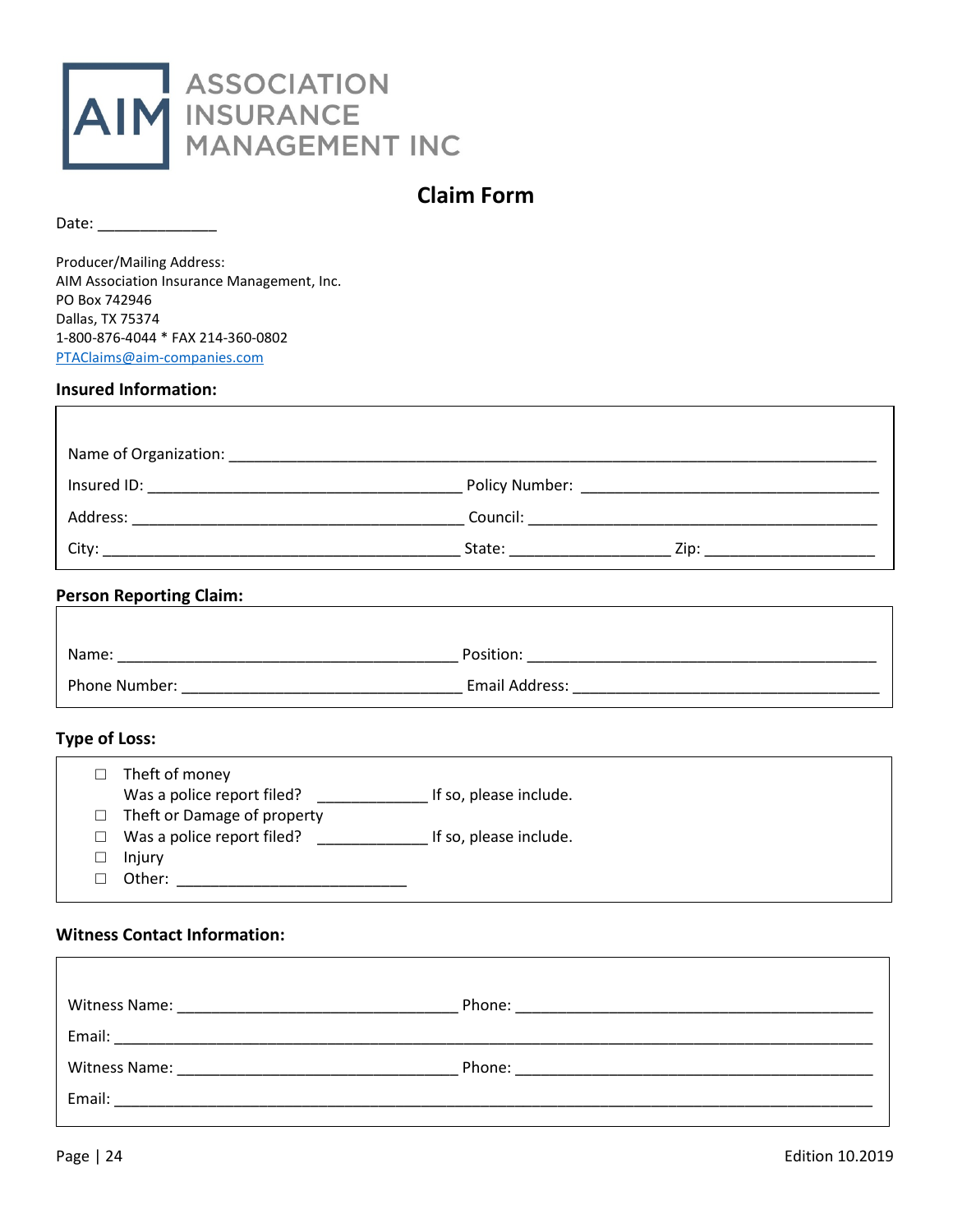ASSOCIATION INSURANCE MANAGEMENT INC

# Claim Form

Date: ______________

Producer/Mailing Address:
AIM Association Insurance Management, Inc.
PO Box 742946
Dallas, TX 75374
1-800-876-4044 * FAX 214-360-0802
PTAClaims@aim-companies.com

## Insured Information:

Name of Organization: ____________________________________________

Insured ID: ______________________ Policy Number: ______________________

Address: ______________________ Council: ______________________

City: ______________________ State: __________ Zip: ____________

## Person Reporting Claim:

Name: ______________________ Position: ______________________

Phone Number: ______________________ Email Address: ______________________

## Type of Loss:

☐ Theft of money
Was a police report filed? _____________ If so, please include.
☐ Theft or Damage of property
☐ Was a police report filed? _____________ If so, please include.
☐ Injury
☐ Other: ___________________________

## Witness Contact Information:

Witness Name: ______________________ Phone: ______________________

Email: ____________________________________________

Witness Name: ______________________ Phone: ______________________

Email: ____________________________________________

Edition 10.2019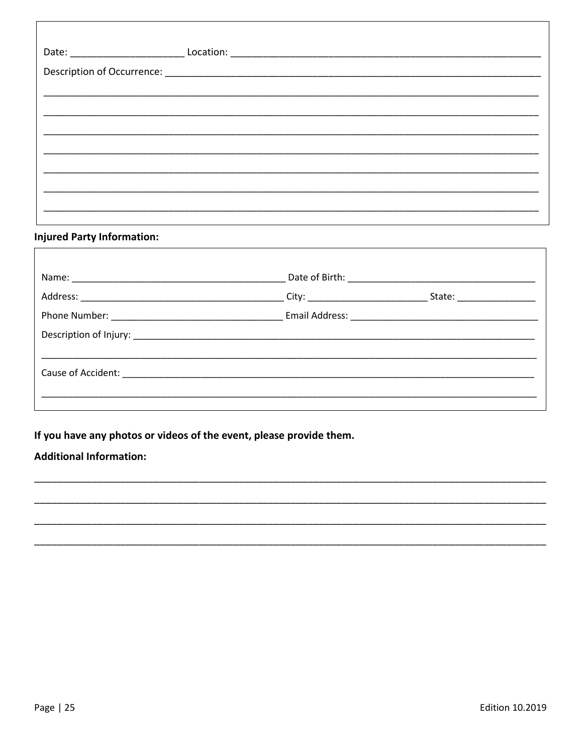Date: ____________________ Location: ____________________________________________________

Description of Occurrence: ______________________________________________________________

_____________________________________________________________________________________

_____________________________________________________________________________________

_____________________________________________________________________________________

_____________________________________________________________________________________

_____________________________________________________________________________________

_____________________________________________________________________________________

_____________________________________________________________________________________

**Injured Party Information:**

Name: ______________________________________ Date of Birth: _________________________________

Address: ____________________________________ City: _____________________ State: ______________

Phone Number: _______________________________ Email Address: _________________________________

Description of Injury: ____________________________________________________________________

_____________________________________________________________________________________

Cause of Accident: _______________________________________________________________________

_____________________________________________________________________________________

**If you have any photos or videos of the event, please provide them.**

**Additional Information:**

_____________________________________________________________________________________

_____________________________________________________________________________________

_____________________________________________________________________________________

_____________________________________________________________________________________

Edition 10.2019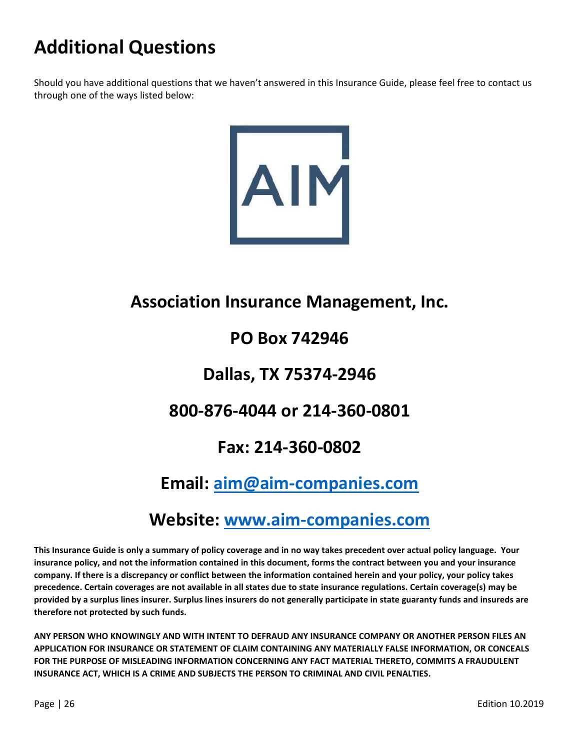# Additional Questions

Should you have additional questions that we haven't answered in this Insurance Guide, please feel free to contact us through one of the ways listed below:

AIM

## Association Insurance Management, Inc.

## PO Box 742946

## Dallas, TX 75374-2946

## 800-876-4044 or 214-360-0801

## Fax: 214-360-0802

## Email: aim@aim-companies.com

## Website: www.aim-companies.com

**This Insurance Guide is only a summary of policy coverage and in no way takes precedent over actual policy language. Your insurance policy, and not the information contained in this document, forms the contract between you and your insurance company. If there is a discrepancy or conflict between the information contained herein and your policy, your policy takes precedence. Certain coverages are not available in all states due to state insurance regulations. Certain coverage(s) may be provided by a surplus lines insurer. Surplus lines insurers do not generally participate in state guaranty funds and insureds are therefore not protected by such funds.**

**ANY PERSON WHO KNOWINGLY AND WITH INTENT TO DEFRAUD ANY INSURANCE COMPANY OR ANOTHER PERSON FILES AN APPLICATION FOR INSURANCE OR STATEMENT OF CLAIM CONTAINING ANY MATERIALLY FALSE INFORMATION, OR CONCEALS FOR THE PURPOSE OF MISLEADING INFORMATION CONCERNING ANY FACT MATERIAL THERETO, COMMITS A FRAUDULENT INSURANCE ACT, WHICH IS A CRIME AND SUBJECTS THE PERSON TO CRIMINAL AND CIVIL PENALTIES.**

Edition 10.2019